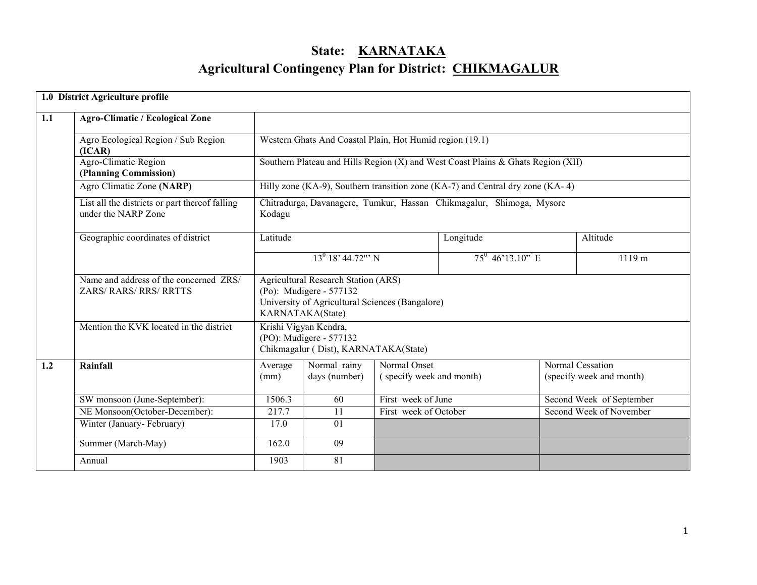# State: KARNATAKA

# Agricultural Contingency Plan for District: CHIKMAGALUR

| 1.0 District Agriculture profile | | | | | | |
|---|---|---|---|---|---|---|
| 1.1 | **Agro-Climatic / Ecological Zone** | | | | | |
| | Agro Ecological Region / Sub Region **(ICAR)** | Western Ghats And Coastal Plain, Hot Humid region (19.1) | | | | |
| | Agro-Climatic Region **(Planning Commission)** | Southern Plateau and Hills Region (X) and West Coast Plains & Ghats Region (XII) | | | | |
| | Agro Climatic Zone **(NARP)** | Hilly zone (KA-9), Southern transition zone (KA-7) and Central dry zone (KA- 4) | | | | |
| | List all the districts or part thereof falling under the NARP Zone | Chitradurga, Davanagere, Tumkur, Hassan Chikmagalur, Shimoga, Mysore Kodagu | | | | |
| | Geographic coordinates of district | Latitude | | Longitude | | Altitude |
| | | $13^0$ 18' 44.72"' N | | $75^0$ 46'13.10" E | | 1119 m |
| | Name and address of the concerned ZRS/ ZARS/ RARS/ RRS/ RRTTS | Agricultural Research Station (ARS)<br>(Po): Mudigere - 577132<br>University of Agricultural Sciences (Bangalore)<br>KARNATAKA(State) | | | | |
| | Mention the KVK located in the district | Krishi Vigyan Kendra,<br>(PO): Mudigere - 577132<br>Chikmagalur ( Dist), KARNATAKA(State) | | | | |
| 1.2 | **Rainfall** | Average (mm) | Normal rainy days (number) | Normal Onset ( specify week and month) | | Normal Cessation (specify week and month) |
| | SW monsoon (June-September): | 1506.3 | 60 | First week of June | | Second Week of September |
| | NE Monsoon(October-December): | 217.7 | 11 | First week of October | | Second Week of November |
| | Winter (January- February) | 17.0 | 01 | | | |
| | Summer (March-May) | 162.0 | 09 | | | |
| | Annual | 1903 | 81 | | | |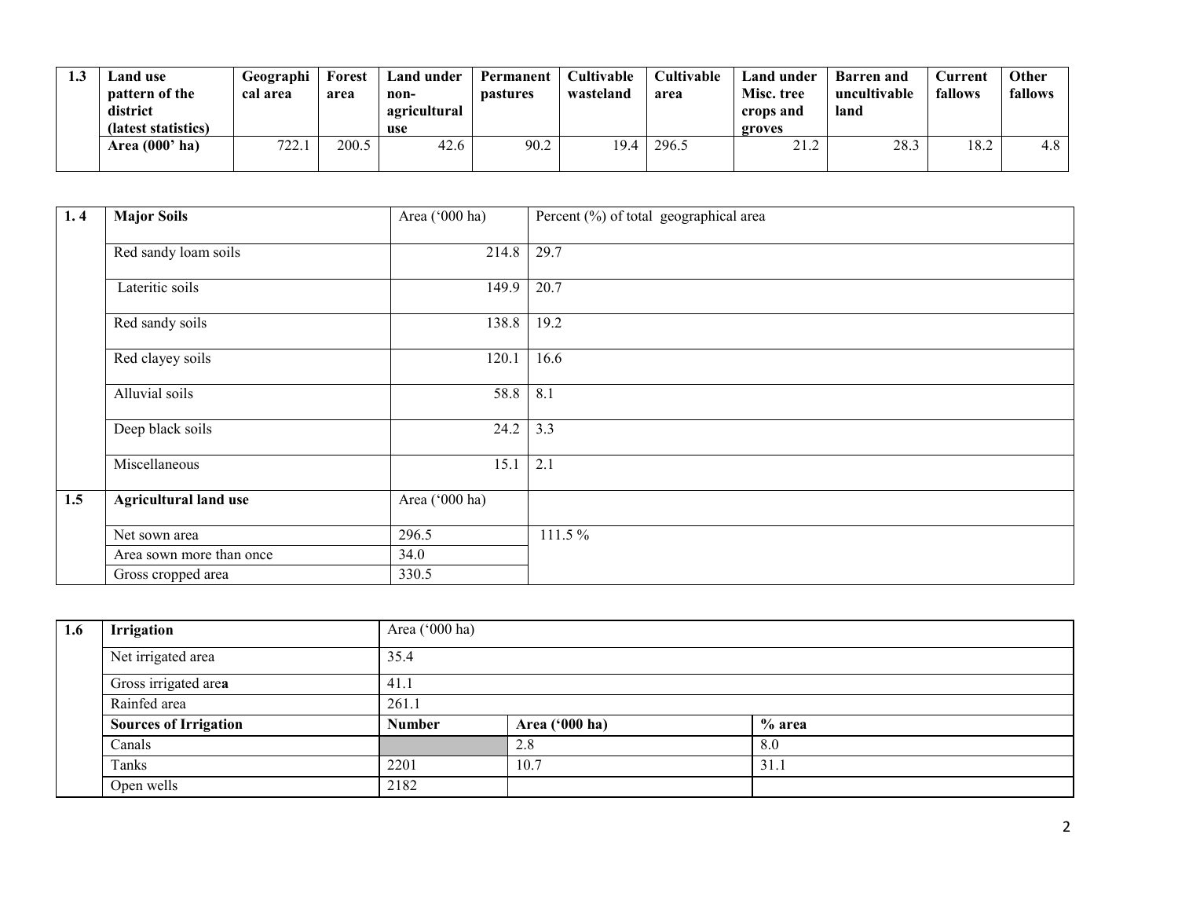| 1.3 | Land use pattern of the district (latest statistics) | Geographical area | Forest area | Land under non-agricultural use | Permanent pastures | Cultivable wasteland | Cultivable area | Land under Misc. tree crops and groves | Barren and uncultivable land | Current fallows | Other fallows |
|---|---|---|---|---|---|---|---|---|---|---|---|
| | Area (000' ha) | 722.1 | 200.5 | 42.6 | 90.2 | 19.4 | 296.5 | 21.2 | 28.3 | 18.2 | 4.8 |

| 1. 4 | Major Soils | Area ('000 ha) | Percent (%) of total geographical area |
|---|---|---|---|
| | Red sandy loam soils | 214.8 | 29.7 |
| | Lateritic soils | 149.9 | 20.7 |
| | Red sandy soils | 138.8 | 19.2 |
| | Red clayey soils | 120.1 | 16.6 |
| | Alluvial soils | 58.8 | 8.1 |
| | Deep black soils | 24.2 | 3.3 |
| | Miscellaneous | 15.1 | 2.1 |
| 1.5 | Agricultural land use | Area ('000 ha) | |
| | Net sown area | 296.5 | 111.5 % |
| | Area sown more than once | 34.0 | |
| | Gross cropped area | 330.5 | |

| 1.6 | Irrigation | Area ('000 ha) | | |
|---|---|---|---|---|
| | Net irrigated area | 35.4 | | |
| | Gross irrigated area | 41.1 | | |
| | Rainfed area | 261.1 | | |
| | **Sources of Irrigation** | **Number** | **Area ('000 ha)** | **% area** |
| | Canals | | 2.8 | 8.0 |
| | Tanks | 2201 | 10.7 | 31.1 |
| | Open wells | 2182 | | |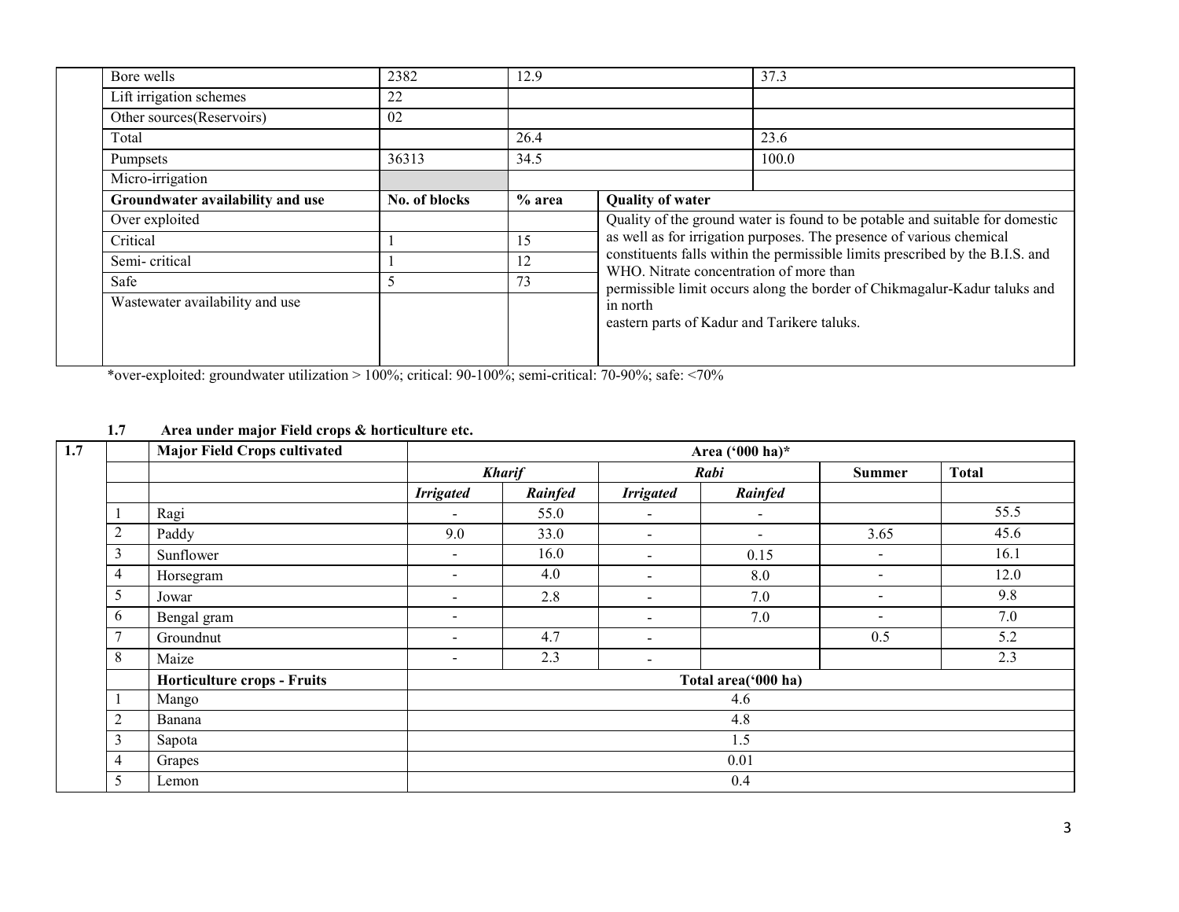| | | | | |
|---|---|---|---|---|
| Bore wells | 2382 | 12.9 | | 37.3 |
| Lift irrigation schemes | 22 | | | |
| Other sources(Reservoirs) | 02 | | | |
| Total | | 26.4 | | 23.6 |
| Pumpsets | 36313 | 34.5 | | 100.0 |
| Micro-irrigation | | | | |
| **Groundwater availability and use** | **No. of blocks** | **% area** | **Quality of water** | |
| Over exploited | | | Quality of the ground water is found to be potable and suitable for domestic as well as for irrigation purposes. The presence of various chemical constituents falls within the permissible limits prescribed by the B.I.S. and WHO. Nitrate concentration of more than permissible limit occurs along the border of Chikmagalur-Kadur taluks and in north eastern parts of Kadur and Tarikere taluks. | |
| Critical | 1 | 15 | | |
| Semi- critical | 1 | 12 | | |
| Safe | 5 | 73 | | |
| Wastewater availability and use | | | | |

*over-exploited: groundwater utilization > 100%; critical: 90-100%; semi-critical: 70-90%; safe: <70%

**1.7 Area under major Field crops & horticulture etc.**

| 1.7 | | Major Field Crops cultivated | Area ('000 ha)* | | | | | |
|---|---|---|---|---|---|---|---|---|
| | | | *Kharif* | | *Rabi* | | Summer | Total |
| | | | *Irrigated* | *Rainfed* | *Irrigated* | *Rainfed* | | |
| | 1 | Ragi | - | 55.0 | - | - | | 55.5 |
| | 2 | Paddy | 9.0 | 33.0 | - | - | 3.65 | 45.6 |
| | 3 | Sunflower | - | 16.0 | - | 0.15 | - | 16.1 |
| | 4 | Horsegram | - | 4.0 | - | 8.0 | - | 12.0 |
| | 5 | Jowar | - | 2.8 | - | 7.0 | - | 9.8 |
| | 6 | Bengal gram | - | | - | 7.0 | - | 7.0 |
| | 7 | Groundnut | - | 4.7 | - | | 0.5 | 5.2 |
| | 8 | Maize | - | 2.3 | - | | | 2.3 |
| | | **Horticulture crops - Fruits** | **Total area('000 ha)** | | | | | |
| | 1 | Mango | 4.6 | | | | | |
| | 2 | Banana | 4.8 | | | | | |
| | 3 | Sapota | 1.5 | | | | | |
| | 4 | Grapes | 0.01 | | | | | |
| | 5 | Lemon | 0.4 | | | | | |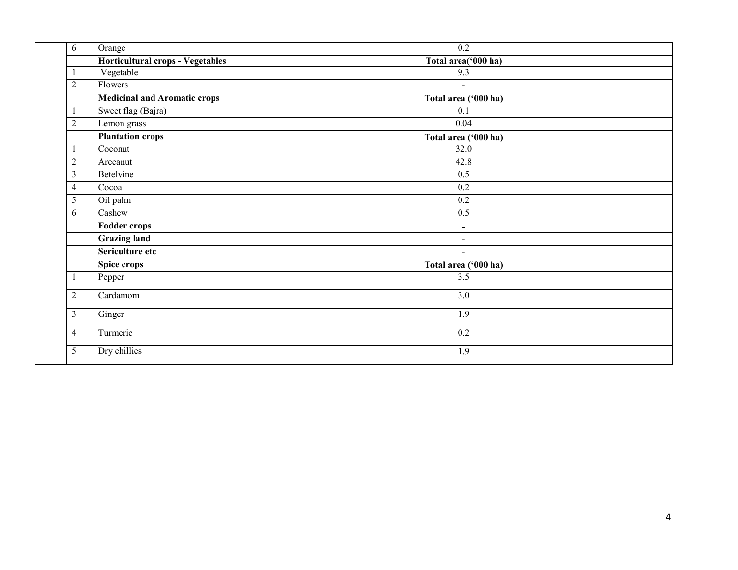|  | S.No. | Crop | Area |
|---|---|---|---|
|  | 6 | Orange | 0.2 |
|  |  | **Horticultural crops - Vegetables** | **Total area('000 ha)** |
|  | 1 | Vegetable | 9.3 |
|  | 2 | Flowers | - |
|  |  | **Medicinal and Aromatic crops** | **Total area ('000 ha)** |
|  | 1 | Sweet flag (Bajra) | 0.1 |
|  | 2 | Lemon grass | 0.04 |
|  |  | **Plantation crops** | **Total area ('000 ha)** |
|  | 1 | Coconut | 32.0 |
|  | 2 | Arecanut | 42.8 |
|  | 3 | Betelvine | 0.5 |
|  | 4 | Cocoa | 0.2 |
|  | 5 | Oil palm | 0.2 |
|  | 6 | Cashew | 0.5 |
|  |  | **Fodder crops** | **-** |
|  |  | **Grazing land** | - |
|  |  | **Sericulture etc** | - |
|  |  | **Spice crops** | **Total area ('000 ha)** |
|  | 1 | Pepper | 3.5 |
|  | 2 | Cardamom | 3.0 |
|  | 3 | Ginger | 1.9 |
|  | 4 | Turmeric | 0.2 |
|  | 5 | Dry chillies | 1.9 |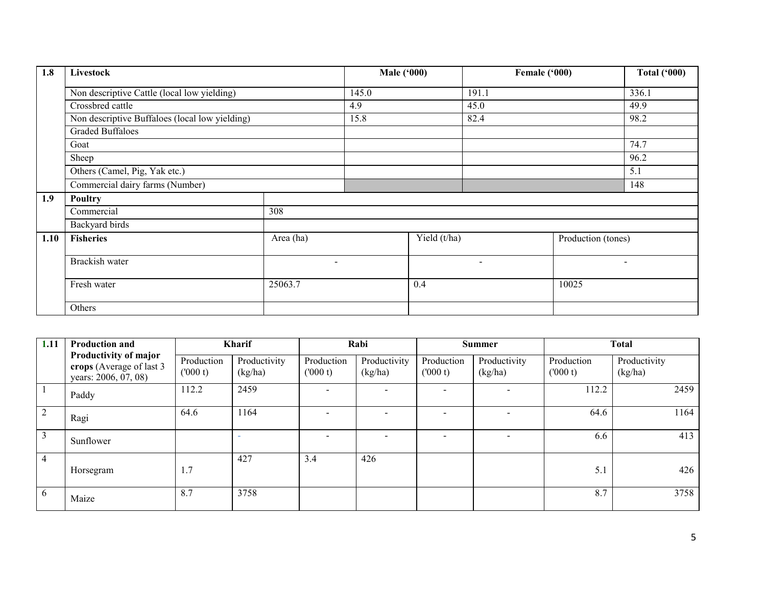| 1.8 | Livestock | Male ('000) | Female ('000) | Total ('000) |
|---|---|---|---|---|
| | Non descriptive Cattle (local low yielding) | 145.0 | 191.1 | 336.1 |
| | Crossbred cattle | 4.9 | 45.0 | 49.9 |
| | Non descriptive Buffaloes (local low yielding) | 15.8 | 82.4 | 98.2 |
| | Graded Buffaloes | | | |
| | Goat | | | 74.7 |
| | Sheep | | | 96.2 |
| | Others (Camel, Pig, Yak etc.) | | | 5.1 |
| | Commercial dairy farms (Number) | | | 148 |

| 1.9 | Poultry | |
|---|---|---|
| | Commercial | 308 |
| | Backyard birds | |

| 1.10 | Fisheries | Area (ha) | Yield (t/ha) | Production (tones) |
|---|---|---|---|---|
| | Brackish water | - | - | - |
| | Fresh water | 25063.7 | 0.4 | 10025 |
| | Others | | | |

| 1.11 | Production and Productivity of major crops (Average of last 3 years: 2006, 07, 08) | Kharif | | Rabi | | Summer | | Total | |
|---|---|---|---|---|---|---|---|---|---|
| | | Production ('000 t) | Productivity (kg/ha) | Production ('000 t) | Productivity (kg/ha) | Production ('000 t) | Productivity (kg/ha) | Production ('000 t) | Productivity (kg/ha) |
| 1 | Paddy | 112.2 | 2459 | - | - | - | - | 112.2 | 2459 |
| 2 | Ragi | 64.6 | 1164 | - | - | - | - | 64.6 | 1164 |
| 3 | Sunflower | | - | - | - | - | - | 6.6 | 413 |
| 4 | Horsegram | 1.7 | 427 | 3.4 | 426 | | | 5.1 | 426 |
| 6 | Maize | 8.7 | 3758 | | | | | 8.7 | 3758 |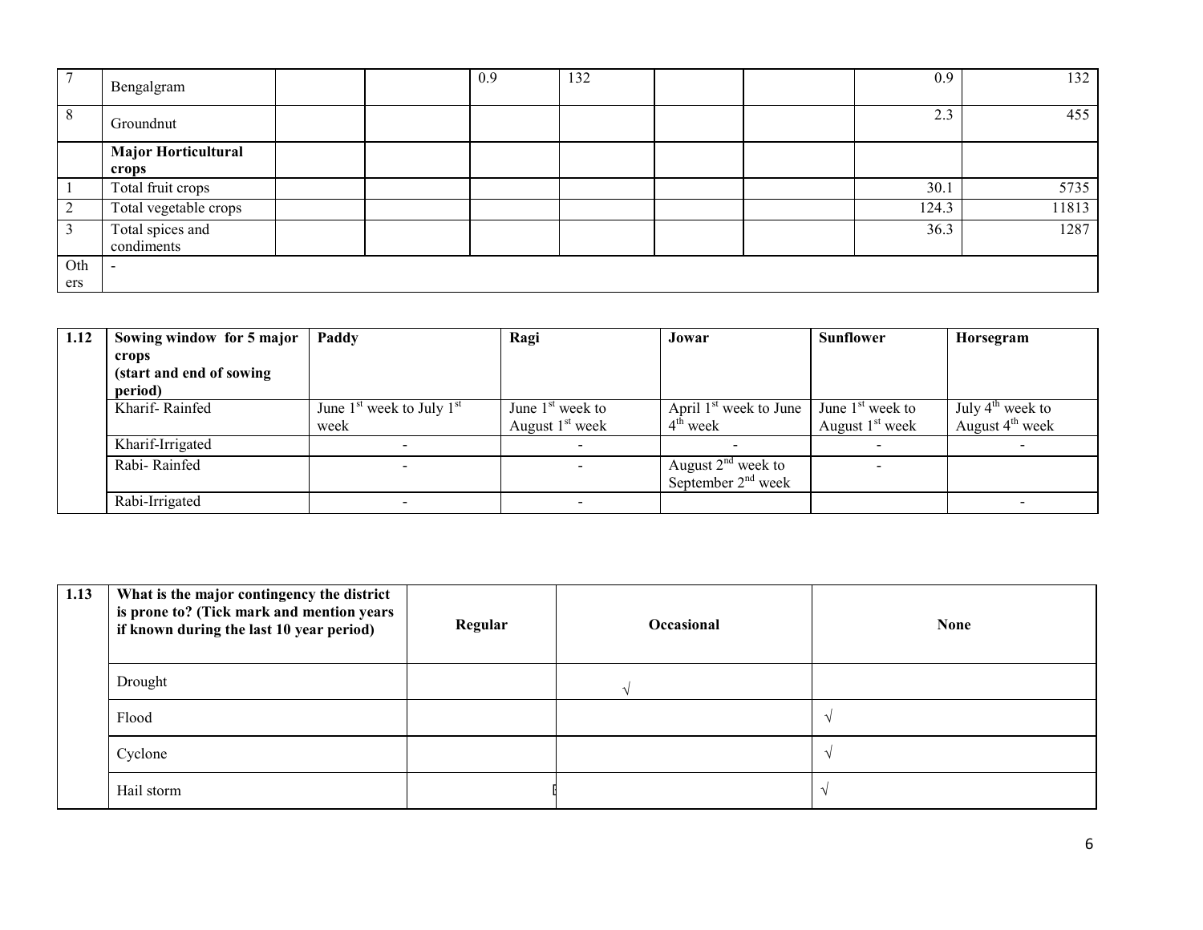| | | | | | | | | | |
|---|---|---|---|---|---|---|---|---|---|
| 7 | Bengalgram | | | 0.9 | 132 | | | 0.9 | 132 |
| 8 | Groundnut | | | | | | | 2.3 | 455 |
| | **Major Horticultural crops** | | | | | | | | |
| 1 | Total fruit crops | | | | | | | 30.1 | 5735 |
| 2 | Total vegetable crops | | | | | | | 124.3 | 11813 |
| 3 | Total spices and condiments | | | | | | | 36.3 | 1287 |
| Others | - | | | | | | | | |

| 1.12 | Sowing window for 5 major crops (start and end of sowing period) | Paddy | Ragi | Jowar | Sunflower | Horsegram |
|---|---|---|---|---|---|---|
| | Kharif- Rainfed | June 1st week to July 1st week | June 1st week to August 1st week | April 1st week to June 4th week | June 1st week to August 1st week | July 4th week to August 4th week |
| | Kharif-Irrigated | - | - | - | - | - |
| | Rabi- Rainfed | - | - | August 2nd week to September 2nd week | - | |
| | Rabi-Irrigated | - | - | | | - |

| 1.13 | What is the major contingency the district is prone to? (Tick mark and mention years if known during the last 10 year period) | Regular | Occasional | None |
|---|---|---|---|---|
| | Drought | | √ | |
| | Flood | | | √ |
| | Cyclone | | | √ |
| | Hail storm | | | √ |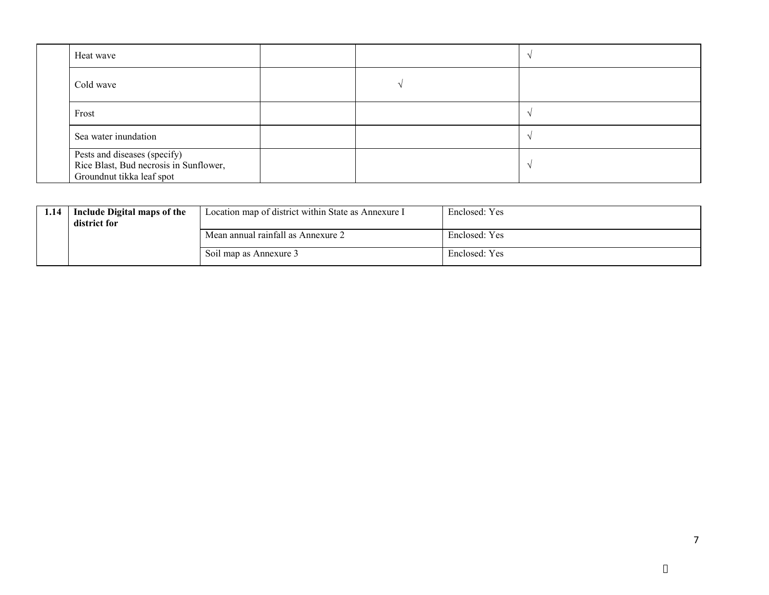| | | | | |
|---|---|---|---|---|
| | Heat wave | | | √ |
| | Cold wave | | √ | |
| | Frost | | | √ |
| | Sea water inundation | | | √ |
| | Pests and diseases (specify) Rice Blast, Bud necrosis in Sunflower, Groundnut tikka leaf spot | | | √ |

| | | | |
|---|---|---|---|
| **1.14** | **Include Digital maps of the district for** | Location map of district within State as Annexure I | Enclosed: Yes |
| | | Mean annual rainfall as Annexure 2 | Enclosed: Yes |
| | | Soil map as Annexure 3 | Enclosed: Yes |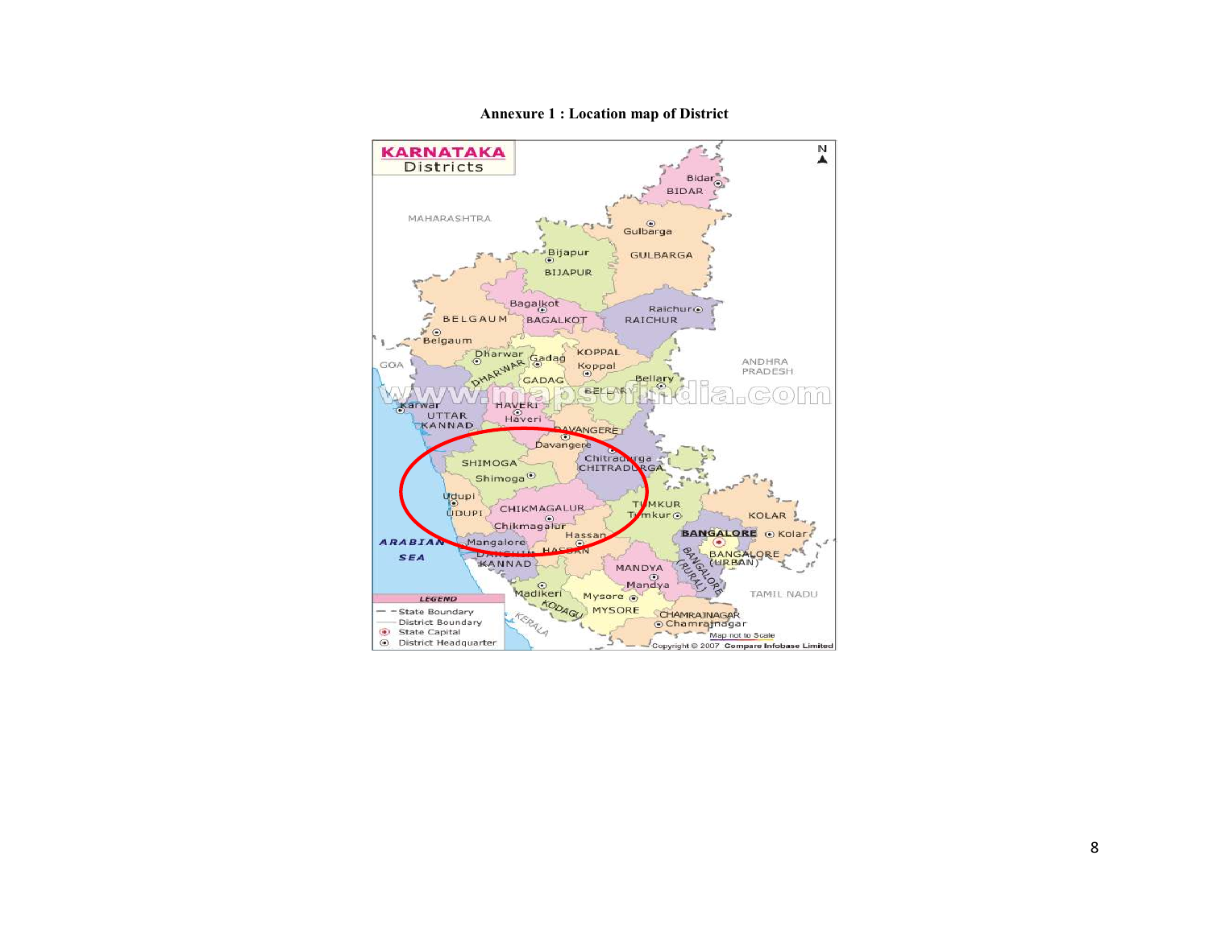**Annexure 1 : Location map of District**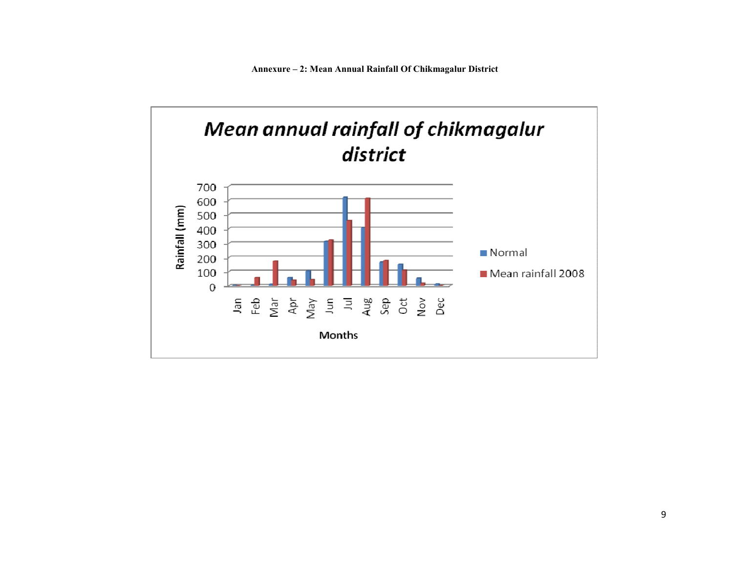**Annexure – 2: Mean Annual Rainfall Of Chikmagalur District**

Mean annual rainfall of chikmagalur district

Rainfall (mm)

700
600
500
400
300
200
100
0

Jan Feb Mar Apr May Jun Jul Aug Sep Oct Nov Dec

Months

Normal

Mean rainfall 2008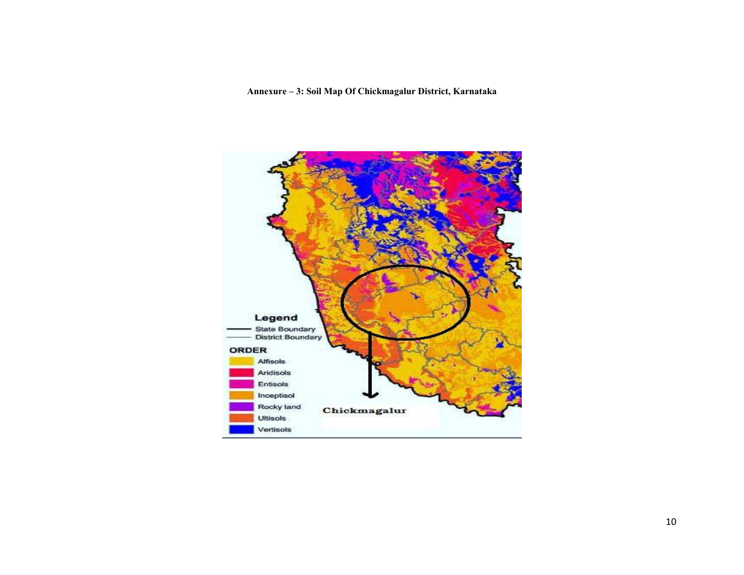**Annexure – 3: Soil Map Of Chickmagalur District, Karnataka**

Legend

State Boundary

District Boundary

ORDER

- Alfisols
- Aridisols
- Entisols
- Inceptisol
- Rocky land
- Ultisols
- Vertisols

Chickmagalur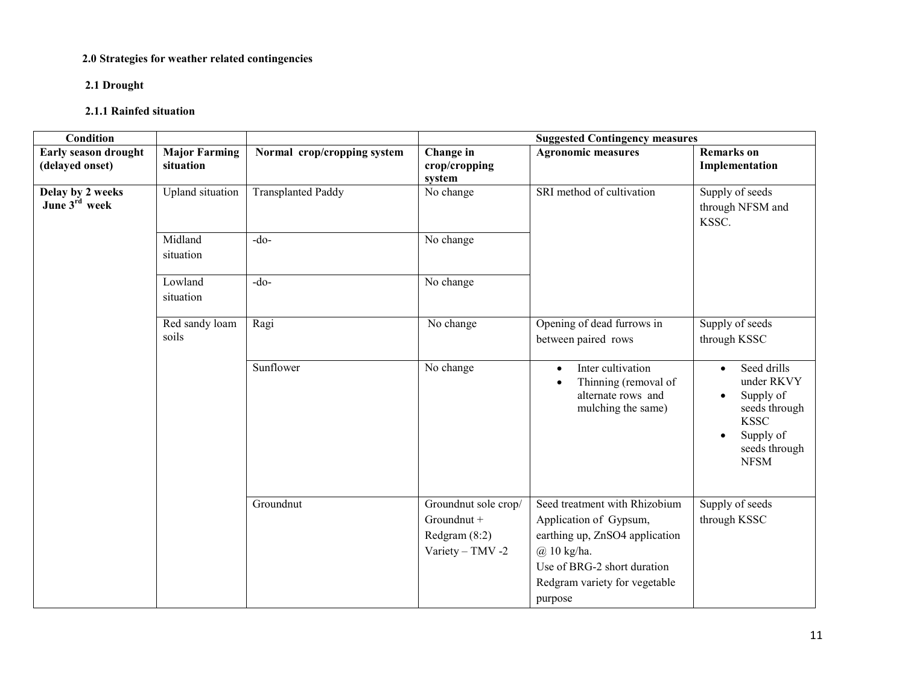**2.0 Strategies for weather related contingencies**

**2.1 Drought**

**2.1.1 Rainfed situation**

| Condition | | | Suggested Contingency measures | | |
|---|---|---|---|---|---|
| **Early season drought (delayed onset)** | **Major Farming situation** | **Normal crop/cropping system** | **Change in crop/cropping system** | **Agronomic measures** | **Remarks on Implementation** |
| **Delay by 2 weeks June 3rd week** | Upland situation | Transplanted Paddy | No change | SRI method of cultivation | Supply of seeds through NFSM and KSSC. |
| | Midland situation | -do- | No change | | |
| | Lowland situation | -do- | No change | | |
| | Red sandy loam soils | Ragi | No change | Opening of dead furrows in between paired rows | Supply of seeds through KSSC |
| | | Sunflower | No change | • Inter cultivation<br>• Thinning (removal of alternate rows and mulching the same) | • Seed drills under RKVY<br>• Supply of seeds through KSSC<br>• Supply of seeds through NFSM |
| | | Groundnut | Groundnut sole crop/ Groundnut + Redgram (8:2) Variety – TMV -2 | Seed treatment with Rhizobium Application of Gypsum, earthing up, ZnSO4 application @ 10 kg/ha. Use of BRG-2 short duration Redgram variety for vegetable purpose | Supply of seeds through KSSC |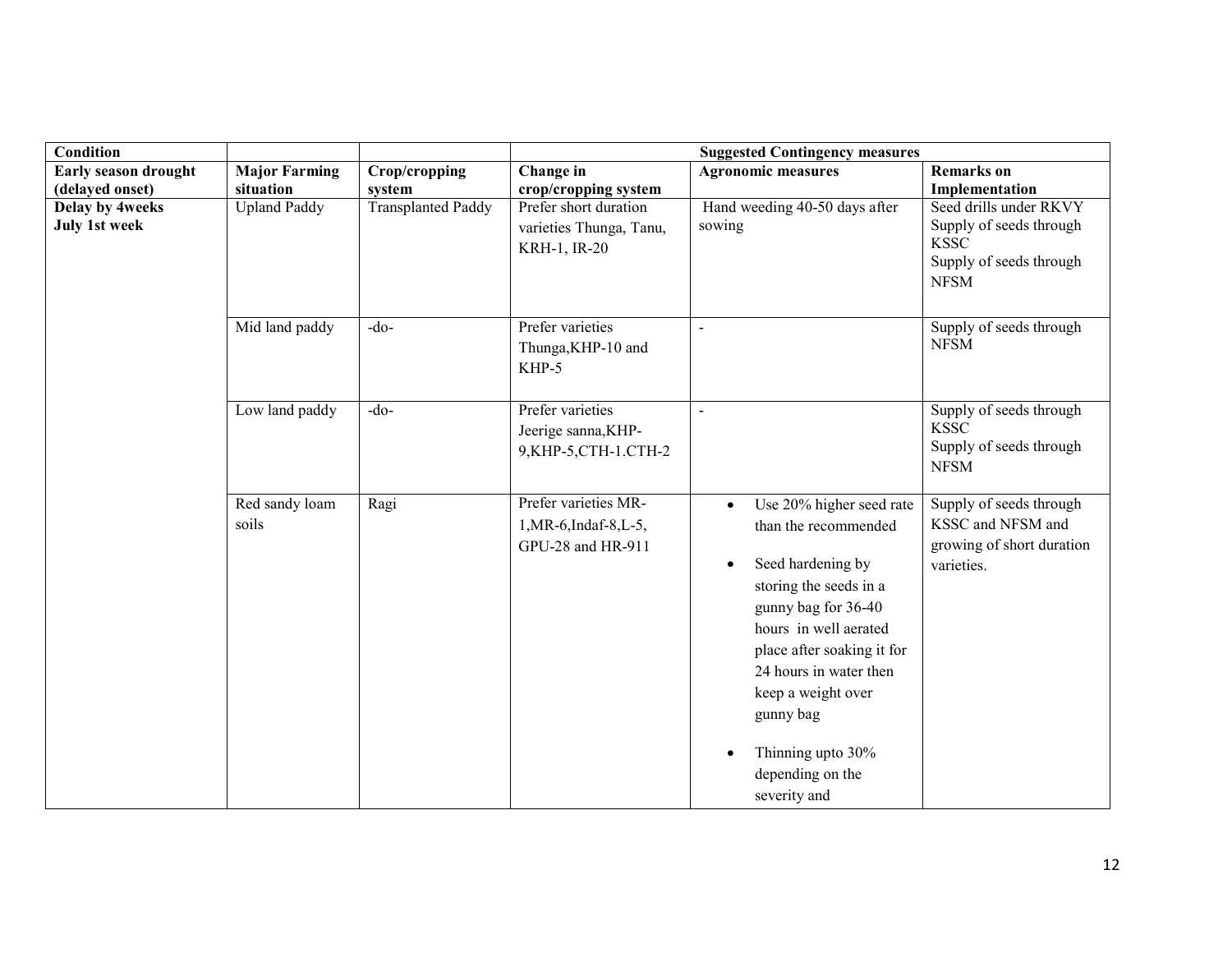| Condition | | | Suggested Contingency measures | | |
|---|---|---|---|---|---|
| **Early season drought (delayed onset)** | **Major Farming situation** | **Crop/cropping system** | **Change in crop/cropping system** | **Agronomic measures** | **Remarks on Implementation** |
| **Delay by 4weeks July 1st week** | Upland Paddy | Transplanted Paddy | Prefer short duration varieties Thunga, Tanu, KRH-1, IR-20 | Hand weeding 40-50 days after sowing | Seed drills under RKVY<br>Supply of seeds through KSSC<br>Supply of seeds through NFSM |
| | Mid land paddy | -do- | Prefer varieties Thunga,KHP-10 and KHP-5 | - | Supply of seeds through NFSM |
| | Low land paddy | -do- | Prefer varieties Jeerige sanna,KHP-9,KHP-5,CTH-1.CTH-2 | - | Supply of seeds through KSSC<br>Supply of seeds through NFSM |
| | Red sandy loam soils | Ragi | Prefer varieties MR-1,MR-6,Indaf-8,L-5, GPU-28 and HR-911 | • Use 20% higher seed rate than the recommended<br>• Seed hardening by storing the seeds in a gunny bag for 36-40 hours in well aerated place after soaking it for 24 hours in water then keep a weight over gunny bag<br>• Thinning upto 30% depending on the severity and | Supply of seeds through KSSC and NFSM and growing of short duration varieties. |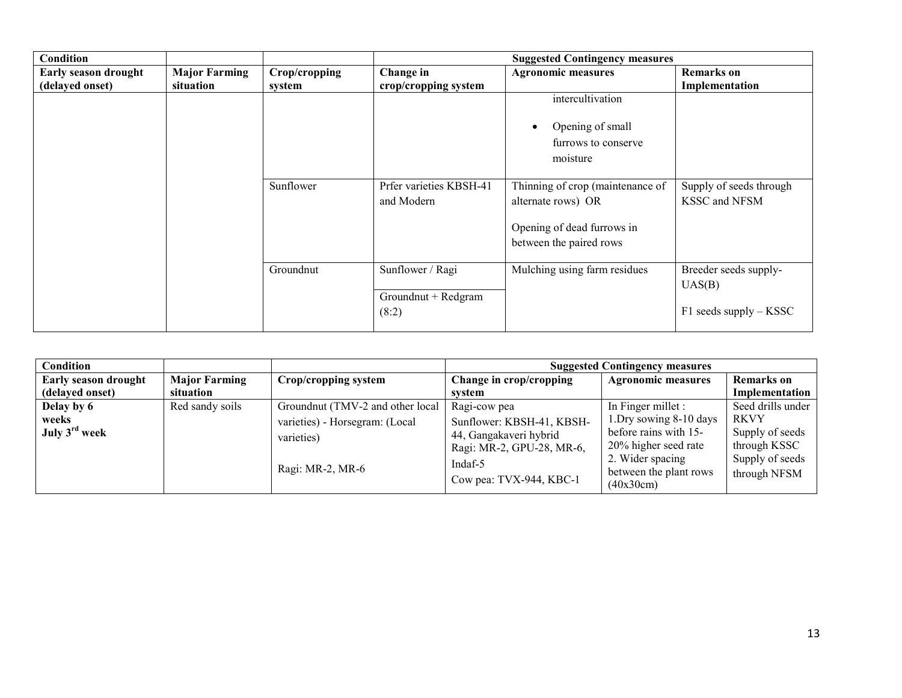| Condition | | | Suggested Contingency measures | | |
|---|---|---|---|---|---|
| **Early season drought (delayed onset)** | **Major Farming situation** | **Crop/cropping system** | **Change in crop/cropping system** | **Agronomic measures** | **Remarks on Implementation** |
| | | | | intercultivation<br><br>• Opening of small furrows to conserve moisture | |
| | | Sunflower | Prfer varieties KBSH-41 and Modern | Thinning of crop (maintenance of alternate rows) OR<br><br>Opening of dead furrows in between the paired rows | Supply of seeds through KSSC and NFSM |
| | | Groundnut | Sunflower / Ragi<br><br>Groundnut + Redgram (8:2) | Mulching using farm residues | Breeder seeds supply- UAS(B)<br><br>F1 seeds supply – KSSC |

| Condition | | | Suggested Contingency measures | | |
|---|---|---|---|---|---|
| **Early season drought (delayed onset)** | **Major Farming situation** | **Crop/cropping system** | **Change in crop/cropping system** | **Agronomic measures** | **Remarks on Implementation** |
| **Delay by 6 weeks July 3rd week** | Red sandy soils | Groundnut (TMV-2 and other local varieties) - Horsegram: (Local varieties)<br><br>Ragi: MR-2, MR-6 | Ragi-cow pea<br>Sunflower: KBSH-41, KBSH-44, Gangakaveri hybrid<br>Ragi: MR-2, GPU-28, MR-6, Indaf-5<br>Cow pea: TVX-944, KBC-1 | In Finger millet :<br>1.Dry sowing 8-10 days before rains with 15-20% higher seed rate<br>2. Wider spacing between the plant rows (40x30cm) | Seed drills under RKVY<br>Supply of seeds through KSSC<br>Supply of seeds through NFSM |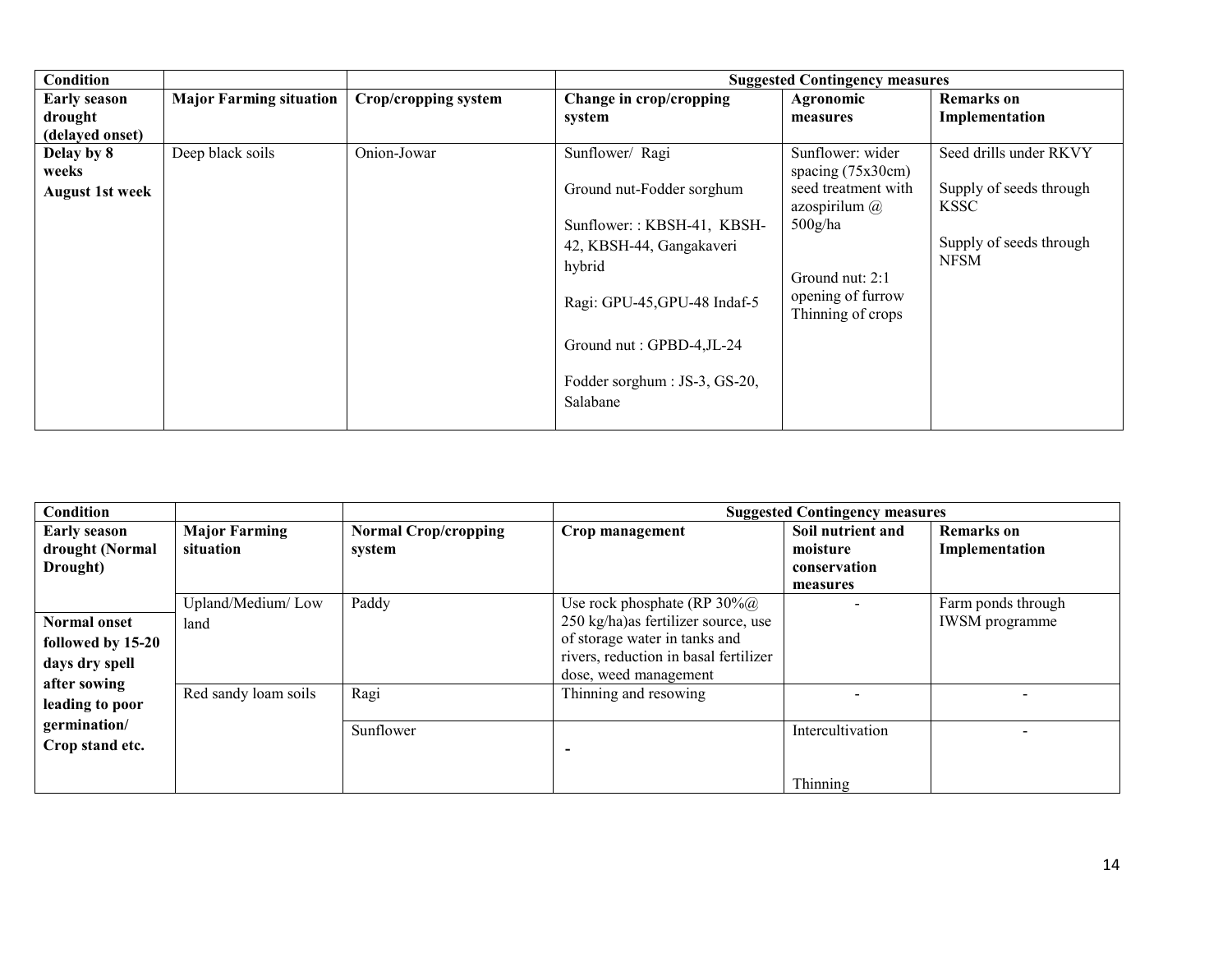| Condition | | | Suggested Contingency measures | | |
|---|---|---|---|---|---|
| **Early season drought (delayed onset)** | **Major Farming situation** | **Crop/cropping system** | **Change in crop/cropping system** | **Agronomic measures** | **Remarks on Implementation** |
| **Delay by 8 weeks August 1st week** | Deep black soils | Onion-Jowar | Sunflower/ Ragi<br><br>Ground nut-Fodder sorghum<br><br>Sunflower: : KBSH-41, KBSH-42, KBSH-44, Gangakaveri hybrid<br><br>Ragi: GPU-45,GPU-48 Indaf-5<br><br>Ground nut : GPBD-4,JL-24<br><br>Fodder sorghum : JS-3, GS-20, Salabane | Sunflower: wider spacing (75x30cm) seed treatment with azospirilum @ 500g/ha<br><br>Ground nut: 2:1 opening of furrow Thinning of crops | Seed drills under RKVY<br><br>Supply of seeds through KSSC<br><br>Supply of seeds through NFSM |

| Condition | | | Suggested Contingency measures | | |
|---|---|---|---|---|---|
| **Early season drought (Normal Drought)** | **Major Farming situation** | **Normal Crop/cropping system** | **Crop management** | **Soil nutrient and moisture conservation measures** | **Remarks on Implementation** |
| **Normal onset followed by 15-20 days dry spell after sowing leading to poor germination/ Crop stand etc.** | Upland/Medium/ Low land | Paddy | Use rock phosphate (RP 30%@ 250 kg/ha)as fertilizer source, use of storage water in tanks and rivers, reduction in basal fertilizer dose, weed management | - | Farm ponds through IWSM programme |
| | Red sandy loam soils | Ragi | Thinning and resowing | - | - |
| | | Sunflower | - | Intercultivation<br><br>Thinning | - |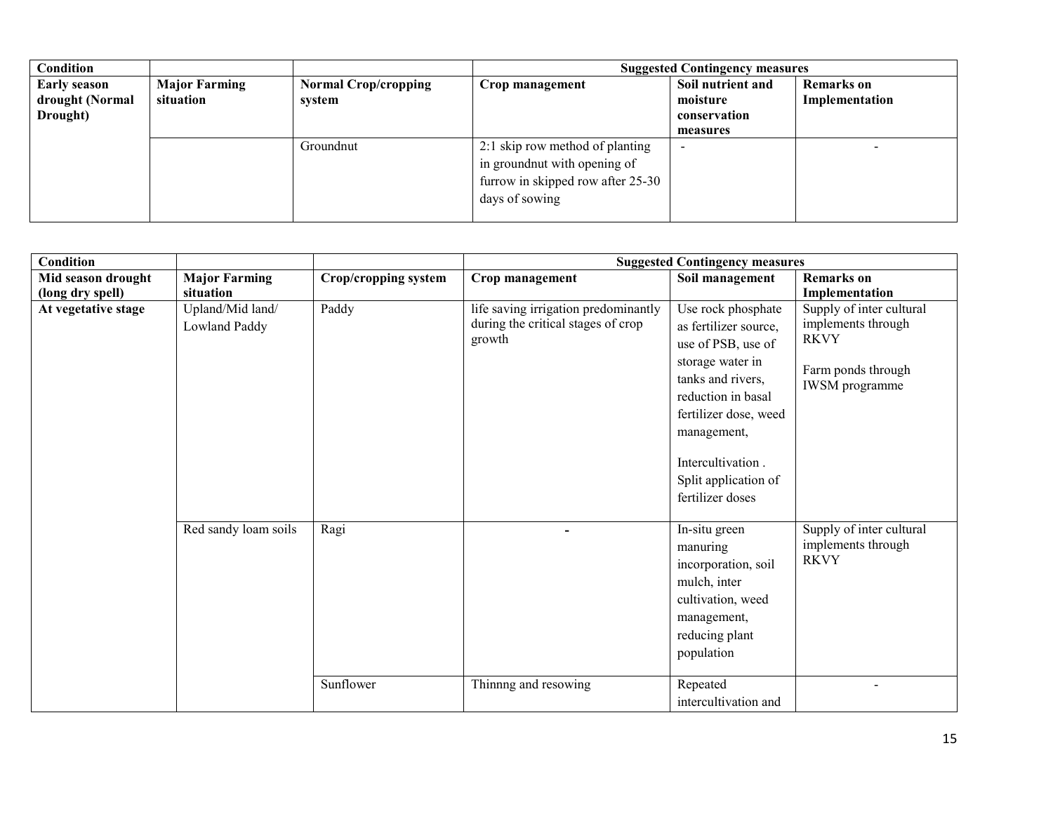| Condition | | | Suggested Contingency measures | | |
|---|---|---|---|---|---|
| Early season drought (Normal Drought) | Major Farming situation | Normal Crop/cropping system | Crop management | Soil nutrient and moisture conservation measures | Remarks on Implementation |
| | | Groundnut | 2:1 skip row method of planting in groundnut with opening of furrow in skipped row after 25-30 days of sowing | - | - |

| Condition | | | Suggested Contingency measures | | |
|---|---|---|---|---|---|
| Mid season drought (long dry spell) | Major Farming situation | Crop/cropping system | Crop management | Soil management | Remarks on Implementation |
| At vegetative stage | Upland/Mid land/ Lowland Paddy | Paddy | life saving irrigation predominantly during the critical stages of crop growth | Use rock phosphate as fertilizer source, use of PSB, use of storage water in tanks and rivers, reduction in basal fertilizer dose, weed management, Intercultivation . Split application of fertilizer doses | Supply of inter cultural implements through RKVY Farm ponds through IWSM programme |
| | Red sandy loam soils | Ragi | - | In-situ green manuring incorporation, soil mulch, inter cultivation, weed management, reducing plant population | Supply of inter cultural implements through RKVY |
| | | Sunflower | Thinnng and resowing | Repeated intercultivation and | - |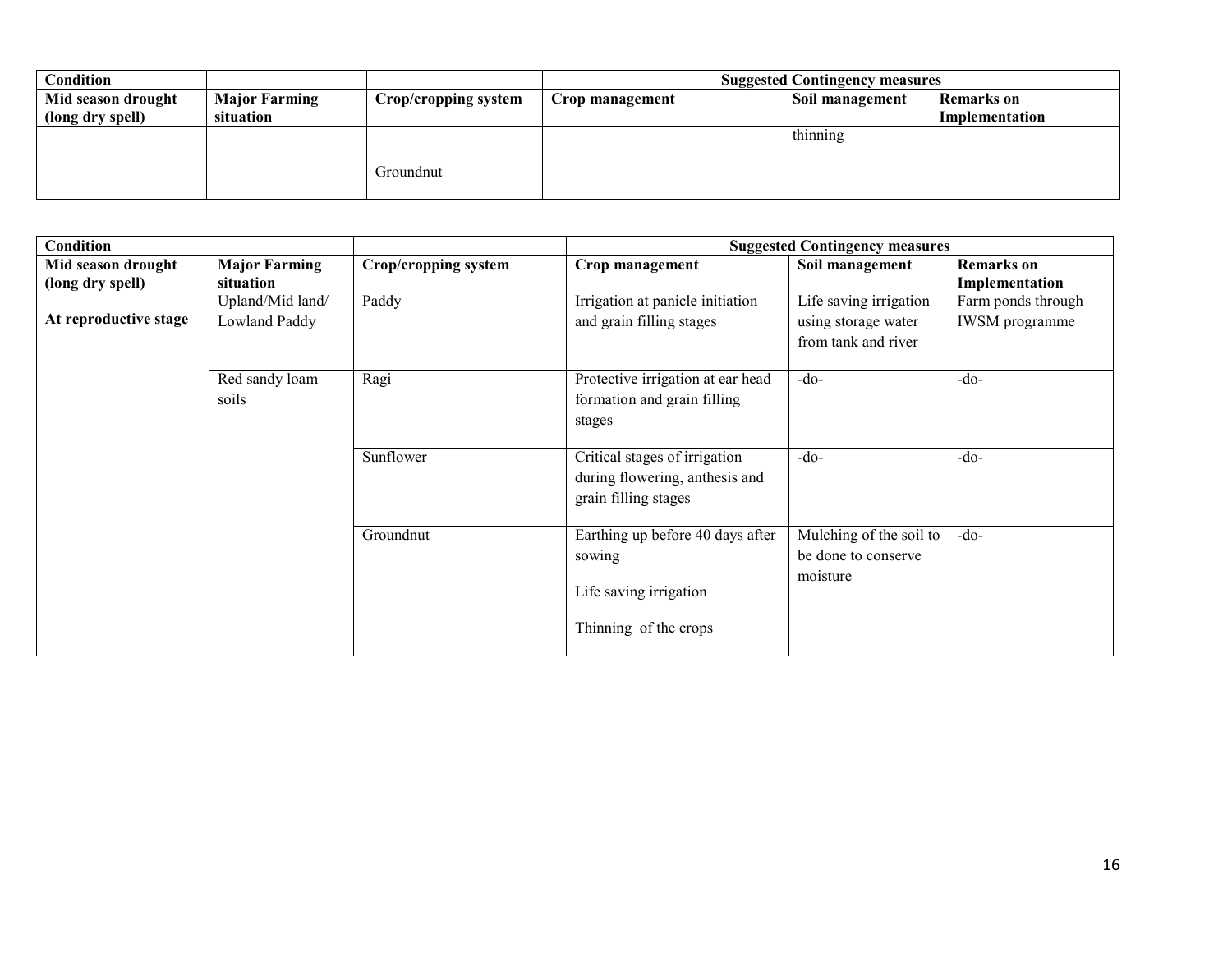| Condition | | | Suggested Contingency measures | | |
|---|---|---|---|---|---|
| Mid season drought (long dry spell) | Major Farming situation | Crop/cropping system | Crop management | Soil management | Remarks on Implementation |
| | | | | thinning | |
| | | Groundnut | | | |

| Condition | | | Suggested Contingency measures | | |
|---|---|---|---|---|---|
| Mid season drought (long dry spell) | Major Farming situation | Crop/cropping system | Crop management | Soil management | Remarks on Implementation |
| **At reproductive stage** | Upland/Mid land/ Lowland Paddy | Paddy | Irrigation at panicle initiation and grain filling stages | Life saving irrigation using storage water from tank and river | Farm ponds through IWSM programme |
| | Red sandy loam soils | Ragi | Protective irrigation at ear head formation and grain filling stages | -do- | -do- |
| | | Sunflower | Critical stages of irrigation during flowering, anthesis and grain filling stages | -do- | -do- |
| | | Groundnut | Earthing up before 40 days after sowing<br><br>Life saving irrigation<br><br>Thinning of the crops | Mulching of the soil to be done to conserve moisture | -do- |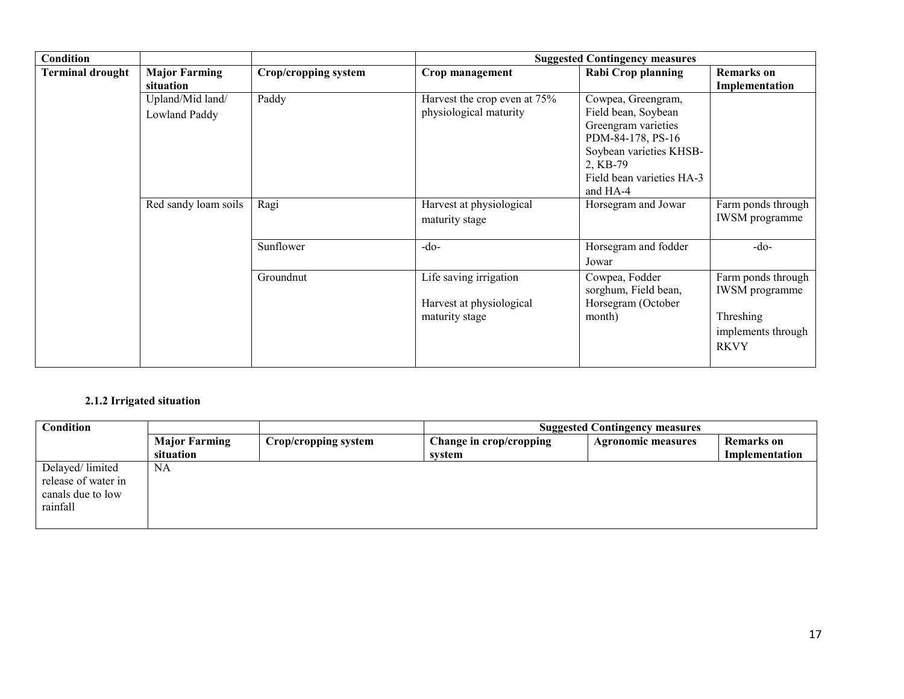| Condition | | | Suggested Contingency measures | | |
|---|---|---|---|---|---|
| **Terminal drought** | **Major Farming situation** | **Crop/cropping system** | **Crop management** | **Rabi Crop planning** | **Remarks on Implementation** |
| | Upland/Mid land/ Lowland Paddy | Paddy | Harvest the crop even at 75% physiological maturity | Cowpea, Greengram, Field bean, Soybean Greengram varieties PDM-84-178, PS-16 Soybean varieties KHSB-2, KB-79 Field bean varieties HA-3 and HA-4 | |
| | Red sandy loam soils | Ragi | Harvest at physiological maturity stage | Horsegram and Jowar | Farm ponds through IWSM programme |
| | | Sunflower | -do- | Horsegram and fodder Jowar | -do- |
| | | Groundnut | Life saving irrigation<br><br>Harvest at physiological maturity stage | Cowpea, Fodder sorghum, Field bean, Horsegram (October month) | Farm ponds through IWSM programme<br><br>Threshing implements through RKVY |

**2.1.2 Irrigated situation**

| Condition | | | Suggested Contingency measures | | |
|---|---|---|---|---|---|
| | **Major Farming situation** | **Crop/cropping system** | **Change in crop/cropping system** | **Agronomic measures** | **Remarks on Implementation** |
| Delayed/ limited release of water in canals due to low rainfall | NA | | | | |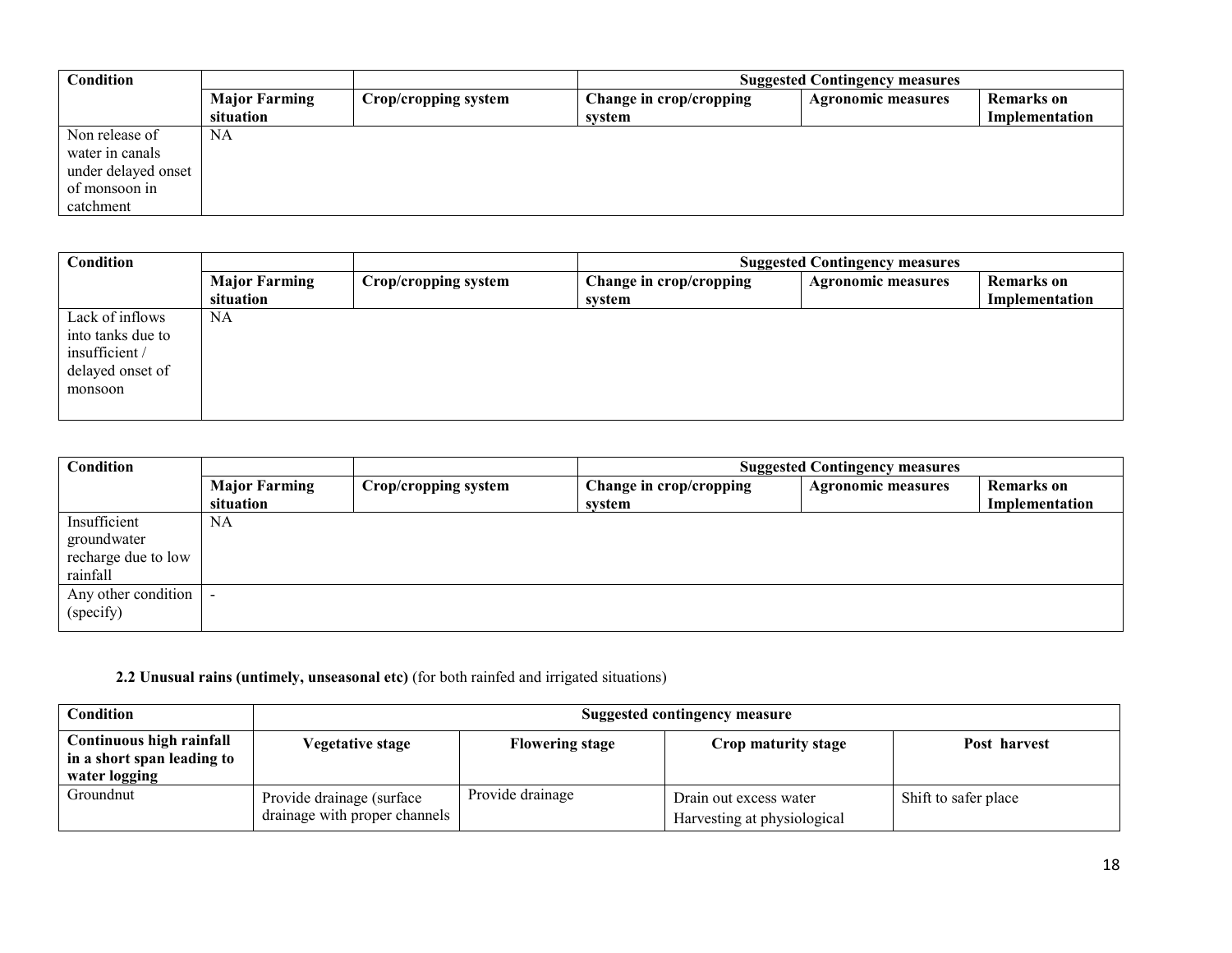| Condition | | | Suggested Contingency measures | | |
|---|---|---|---|---|---|
| | Major Farming situation | Crop/cropping system | Change in crop/cropping system | Agronomic measures | Remarks on Implementation |
| Non release of water in canals under delayed onset of monsoon in catchment | NA | | | | |

| Condition | | | Suggested Contingency measures | | |
|---|---|---|---|---|---|
| | Major Farming situation | Crop/cropping system | Change in crop/cropping system | Agronomic measures | Remarks on Implementation |
| Lack of inflows into tanks due to insufficient / delayed onset of monsoon | NA | | | | |

| Condition | | | Suggested Contingency measures | | |
|---|---|---|---|---|---|
| | Major Farming situation | Crop/cropping system | Change in crop/cropping system | Agronomic measures | Remarks on Implementation |
| Insufficient groundwater recharge due to low rainfall | NA | | | | |
| Any other condition (specify) | - | | | | |

**2.2 Unusual rains (untimely, unseasonal etc)** (for both rainfed and irrigated situations)

| Condition | Suggested contingency measure | | | |
|---|---|---|---|---|
| **Continuous high rainfall in a short span leading to water logging** | **Vegetative stage** | **Flowering stage** | **Crop maturity stage** | **Post harvest** |
| Groundnut | Provide drainage (surface drainage with proper channels | Provide drainage | Drain out excess water<br>Harvesting at physiological | Shift to safer place |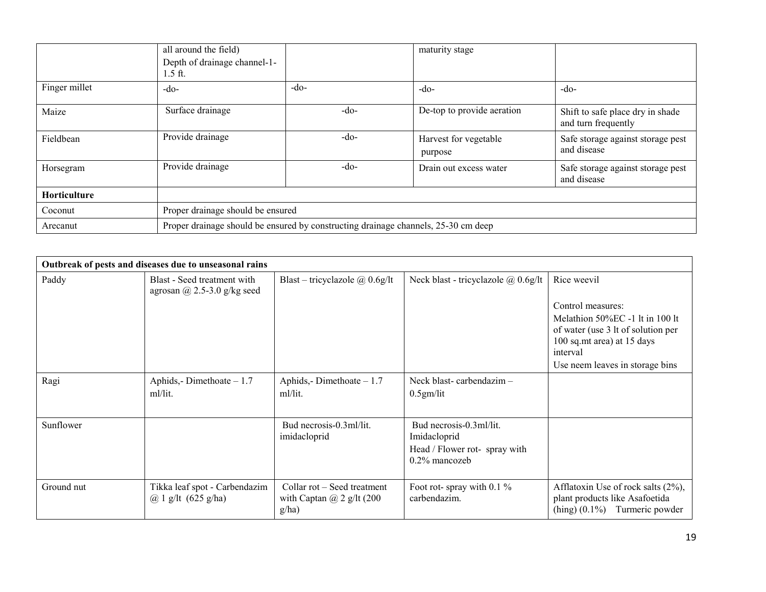|  |  |  |  |  |
|---|---|---|---|---|
|  | all around the field)<br>Depth of drainage channel-1-1.5 ft. |  | maturity stage |  |
| Finger millet | -do- | -do- | -do- | -do- |
| Maize | Surface drainage | -do- | De-top to provide aeration | Shift to safe place dry in shade and turn frequently |
| Fieldbean | Provide drainage | -do- | Harvest for vegetable purpose | Safe storage against storage pest and disease |
| Horsegram | Provide drainage | -do- | Drain out excess water | Safe storage against storage pest and disease |
| **Horticulture** |  |  |  |  |
| Coconut | Proper drainage should be ensured |  |  |  |
| Arecanut | Proper drainage should be ensured by constructing drainage channels, 25-30 cm deep |  |  |  |

| **Outbreak of pests and diseases due to unseasonal rains** |  |  |  |  |
|---|---|---|---|---|
| Paddy | Blast - Seed treatment with agrosan @ 2.5-3.0 g/kg seed | Blast – tricyclazole @ 0.6g/lt | Neck blast - tricyclazole @ 0.6g/lt | Rice weevil<br><br>Control measures:<br>Melathion 50%EC -1 lt in 100 lt of water (use 3 lt of solution per 100 sq.mt area) at 15 days interval<br>Use neem leaves in storage bins |
| Ragi | Aphids,- Dimethoate – 1.7 ml/lit. | Aphids,- Dimethoate – 1.7 ml/lit. | Neck blast- carbendazim – 0.5gm/lit |  |
| Sunflower |  | Bud necrosis-0.3ml/lit. imidacloprid | Bud necrosis-0.3ml/lit. Imidacloprid<br>Head / Flower rot- spray with 0.2% mancozeb |  |
| Ground nut | Tikka leaf spot - Carbendazim @ 1 g/lt (625 g/ha) | Collar rot – Seed treatment with Captan @ 2 g/lt (200 g/ha) | Foot rot- spray with 0.1 % carbendazim. | Afflatoxin Use of rock salts (2%), plant products like Asafoetida (hing) (0.1%) Turmeric powder |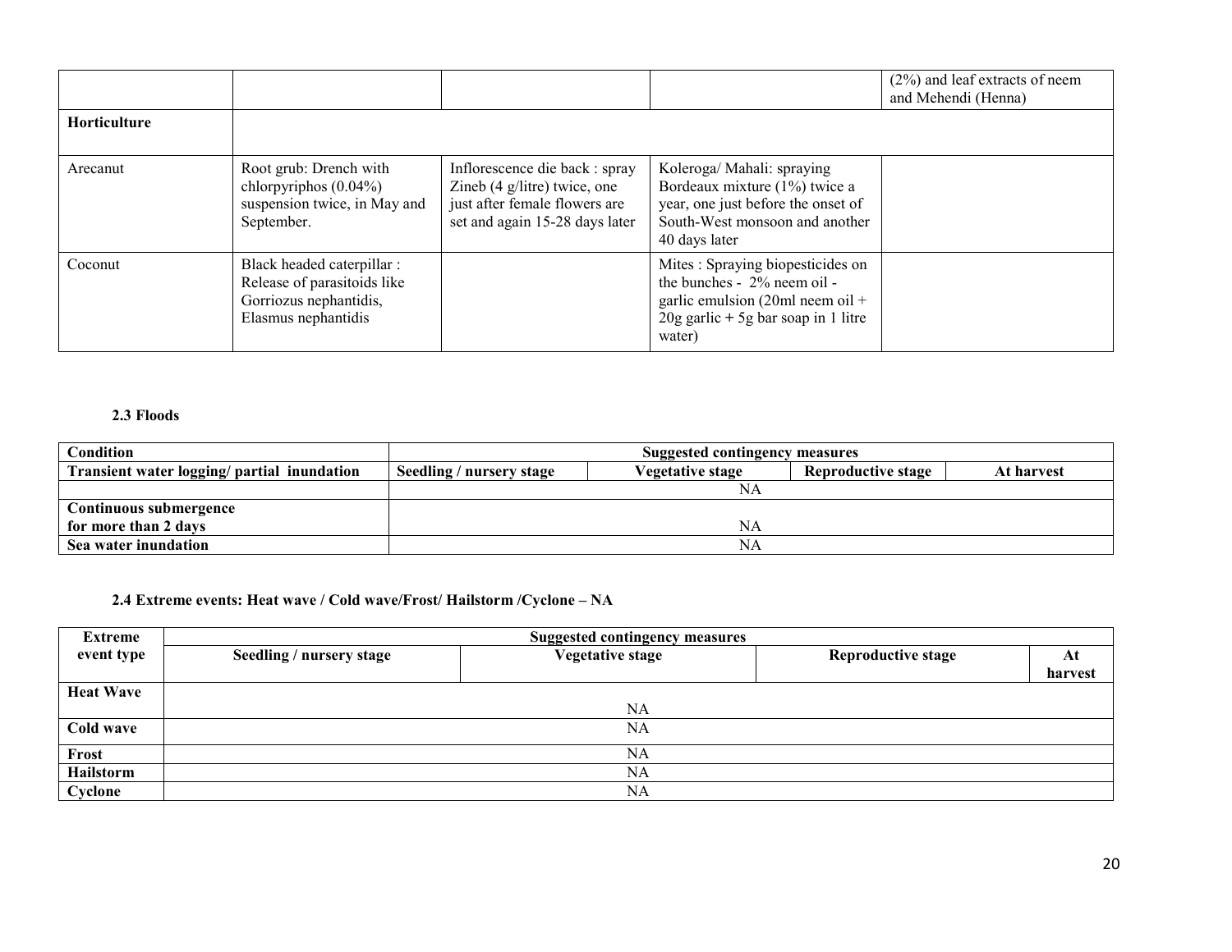| | | | | |
|---|---|---|---|---|
| | | | | (2%) and leaf extracts of neem and Mehendi (Henna) |
| **Horticulture** | | | | |
| Arecanut | Root grub: Drench with chlorpyriphos (0.04%) suspension twice, in May and September. | Inflorescence die back : spray Zineb (4 g/litre) twice, one just after female flowers are set and again 15-28 days later | Koleroga/ Mahali: spraying Bordeaux mixture (1%) twice a year, one just before the onset of South-West monsoon and another 40 days later | |
| Coconut | Black headed caterpillar : Release of parasitoids like Gorriozus nephantidis, Elasmus nephantidis | | Mites : Spraying biopesticides on the bunches - 2% neem oil - garlic emulsion (20ml neem oil + 20g garlic + 5g bar soap in 1 litre water) | |

#### 2.3 Floods

| Condition | Suggested contingency measures | | | |
|---|---|---|---|---|
| **Transient water logging/ partial inundation** | **Seedling / nursery stage** | **Vegetative stage** | **Reproductive stage** | **At harvest** |
| | NA | | | |
| **Continuous submergence for more than 2 days** | NA | | | |
| **Sea water inundation** | NA | | | |

#### 2.4 Extreme events: Heat wave / Cold wave/Frost/ Hailstorm /Cyclone – NA

| Extreme event type | Suggested contingency measures | | | |
|---|---|---|---|---|
| | **Seedling / nursery stage** | **Vegetative stage** | **Reproductive stage** | **At harvest** |
| **Heat Wave** | NA | | | |
| **Cold wave** | NA | | | |
| **Frost** | NA | | | |
| **Hailstorm** | NA | | | |
| **Cyclone** | NA | | | |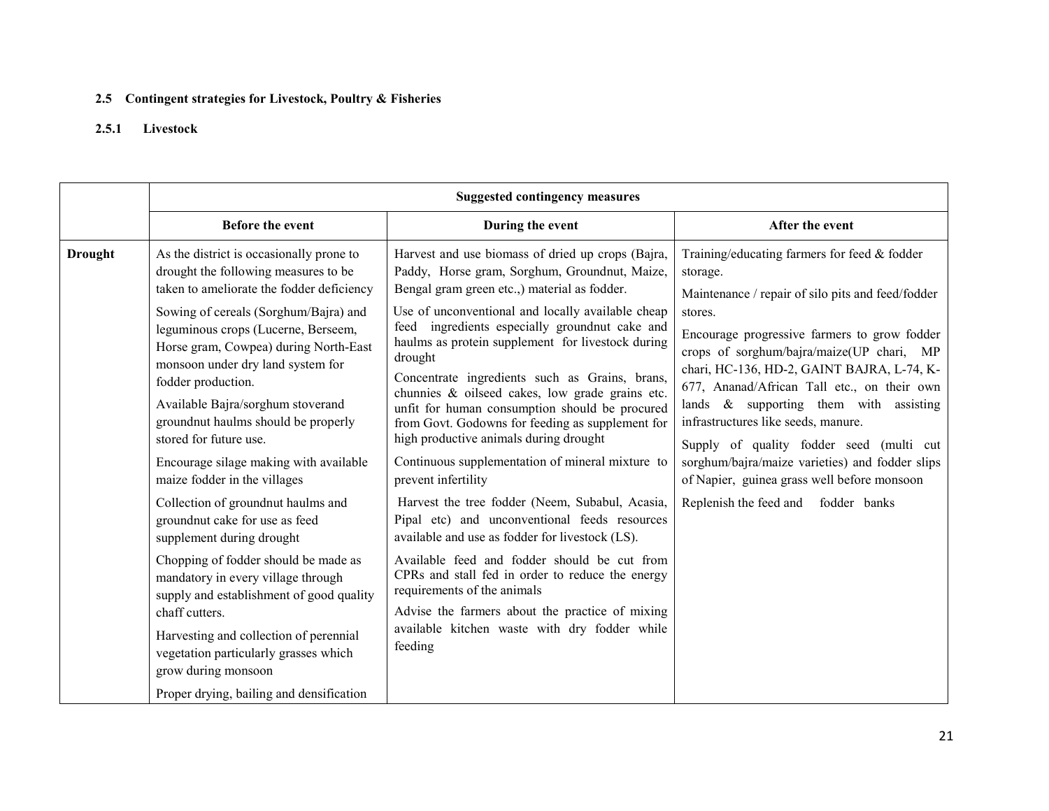**2.5 Contingent strategies for Livestock, Poultry & Fisheries**

**2.5.1 Livestock**

| | Suggested contingency measures | | |
|---|---|---|---|
| | **Before the event** | **During the event** | **After the event** |
| **Drought** | As the district is occasionally prone to drought the following measures to be taken to ameliorate the fodder deficiency<br>Sowing of cereals (Sorghum/Bajra) and leguminous crops (Lucerne, Berseem, Horse gram, Cowpea) during North-East monsoon under dry land system for fodder production.<br>Available Bajra/sorghum stoverand groundnut haulms should be properly stored for future use.<br>Encourage silage making with available maize fodder in the villages<br>Collection of groundnut haulms and groundnut cake for use as feed supplement during drought<br>Chopping of fodder should be made as mandatory in every village through supply and establishment of good quality chaff cutters.<br>Harvesting and collection of perennial vegetation particularly grasses which grow during monsoon<br>Proper drying, bailing and densification | Harvest and use biomass of dried up crops (Bajra, Paddy, Horse gram, Sorghum, Groundnut, Maize, Bengal gram green etc.,) material as fodder.<br>Use of unconventional and locally available cheap feed ingredients especially groundnut cake and haulms as protein supplement for livestock during drought<br>Concentrate ingredients such as Grains, brans, chunnies & oilseed cakes, low grade grains etc. unfit for human consumption should be procured from Govt. Godowns for feeding as supplement for high productive animals during drought<br>Continuous supplementation of mineral mixture to prevent infertility<br>Harvest the tree fodder (Neem, Subabul, Acasia, Pipal etc) and unconventional feeds resources available and use as fodder for livestock (LS).<br>Available feed and fodder should be cut from CPRs and stall fed in order to reduce the energy requirements of the animals<br>Advise the farmers about the practice of mixing available kitchen waste with dry fodder while feeding | Training/educating farmers for feed & fodder storage.<br>Maintenance / repair of silo pits and feed/fodder stores.<br>Encourage progressive farmers to grow fodder crops of sorghum/bajra/maize(UP chari, MP chari, HC-136, HD-2, GAINT BAJRA, L-74, K-677, Ananad/African Tall etc., on their own lands & supporting them with assisting infrastructures like seeds, manure.<br>Supply of quality fodder seed (multi cut sorghum/bajra/maize varieties) and fodder slips of Napier, guinea grass well before monsoon<br>Replenish the feed and fodder banks |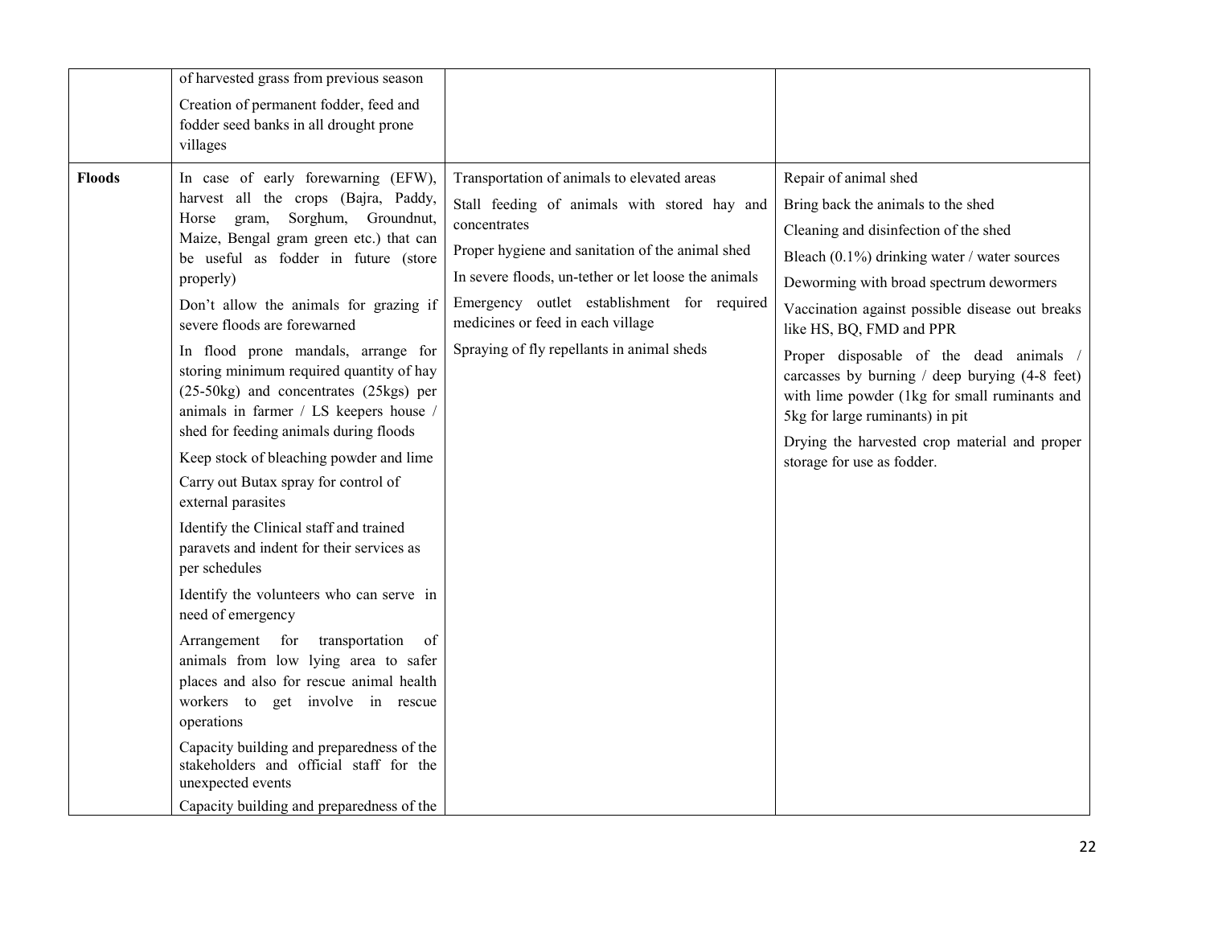| | | | |
|---|---|---|---|
| | of harvested grass from previous season<br>Creation of permanent fodder, feed and fodder seed banks in all drought prone villages | | |
| **Floods** | In case of early forewarning (EFW), harvest all the crops (Bajra, Paddy, Horse gram, Sorghum, Groundnut, Maize, Bengal gram green etc.) that can be useful as fodder in future (store properly)<br>Don't allow the animals for grazing if severe floods are forewarned<br>In flood prone mandals, arrange for storing minimum required quantity of hay (25-50kg) and concentrates (25kgs) per animals in farmer / LS keepers house / shed for feeding animals during floods<br>Keep stock of bleaching powder and lime<br>Carry out Butax spray for control of external parasites<br>Identify the Clinical staff and trained paravets and indent for their services as per schedules<br>Identify the volunteers who can serve in need of emergency<br>Arrangement for transportation of animals from low lying area to safer places and also for rescue animal health workers to get involve in rescue operations<br>Capacity building and preparedness of the stakeholders and official staff for the unexpected events<br>Capacity building and preparedness of the | Transportation of animals to elevated areas<br>Stall feeding of animals with stored hay and concentrates<br>Proper hygiene and sanitation of the animal shed<br>In severe floods, un-tether or let loose the animals<br>Emergency outlet establishment for required medicines or feed in each village<br>Spraying of fly repellants in animal sheds | Repair of animal shed<br>Bring back the animals to the shed<br>Cleaning and disinfection of the shed<br>Bleach (0.1%) drinking water / water sources<br>Deworming with broad spectrum dewormers<br>Vaccination against possible disease out breaks like HS, BQ, FMD and PPR<br>Proper disposable of the dead animals / carcasses by burning / deep burying (4-8 feet) with lime powder (1kg for small ruminants and 5kg for large ruminants) in pit<br>Drying the harvested crop material and proper storage for use as fodder. |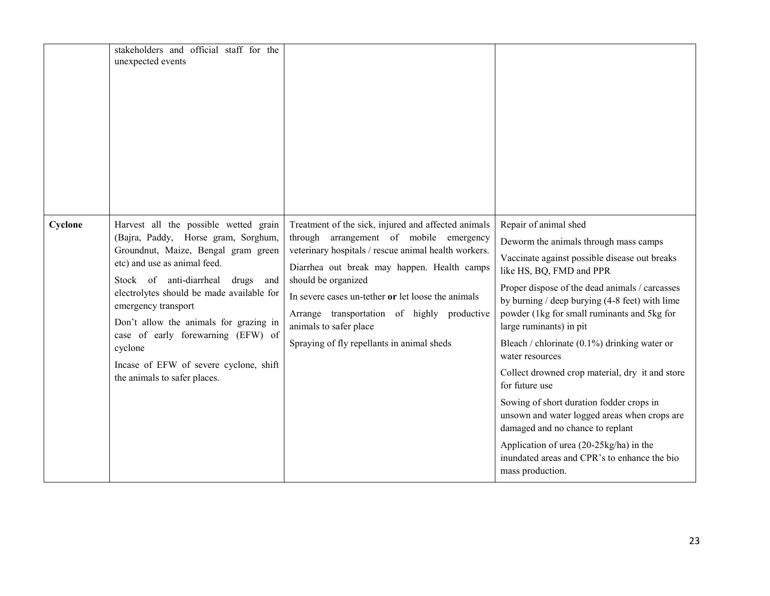| | | | |
|---|---|---|---|
| | stakeholders and official staff for the unexpected events | | |
| **Cyclone** | Harvest all the possible wetted grain (Bajra, Paddy, Horse gram, Sorghum, Groundnut, Maize, Bengal gram green etc) and use as animal feed.<br><br>Stock of anti-diarrheal drugs and electrolytes should be made available for emergency transport<br><br>Don't allow the animals for grazing in case of early forewarning (EFW) of cyclone<br><br>Incase of EFW of severe cyclone, shift the animals to safer places. | Treatment of the sick, injured and affected animals through arrangement of mobile emergency veterinary hospitals / rescue animal health workers.<br><br>Diarrhea out break may happen. Health camps should be organized<br><br>In severe cases un-tether **or** let loose the animals<br><br>Arrange transportation of highly productive animals to safer place<br><br>Spraying of fly repellants in animal sheds | Repair of animal shed<br><br>Deworm the animals through mass camps<br><br>Vaccinate against possible disease out breaks like HS, BQ, FMD and PPR<br><br>Proper dispose of the dead animals / carcasses by burning / deep burying (4-8 feet) with lime powder (1kg for small ruminants and 5kg for large ruminants) in pit<br><br>Bleach / chlorinate (0.1%) drinking water or water resources<br><br>Collect drowned crop material, dry it and store for future use<br><br>Sowing of short duration fodder crops in unsown and water logged areas when crops are damaged and no chance to replant<br><br>Application of urea (20-25kg/ha) in the inundated areas and CPR's to enhance the bio mass production. |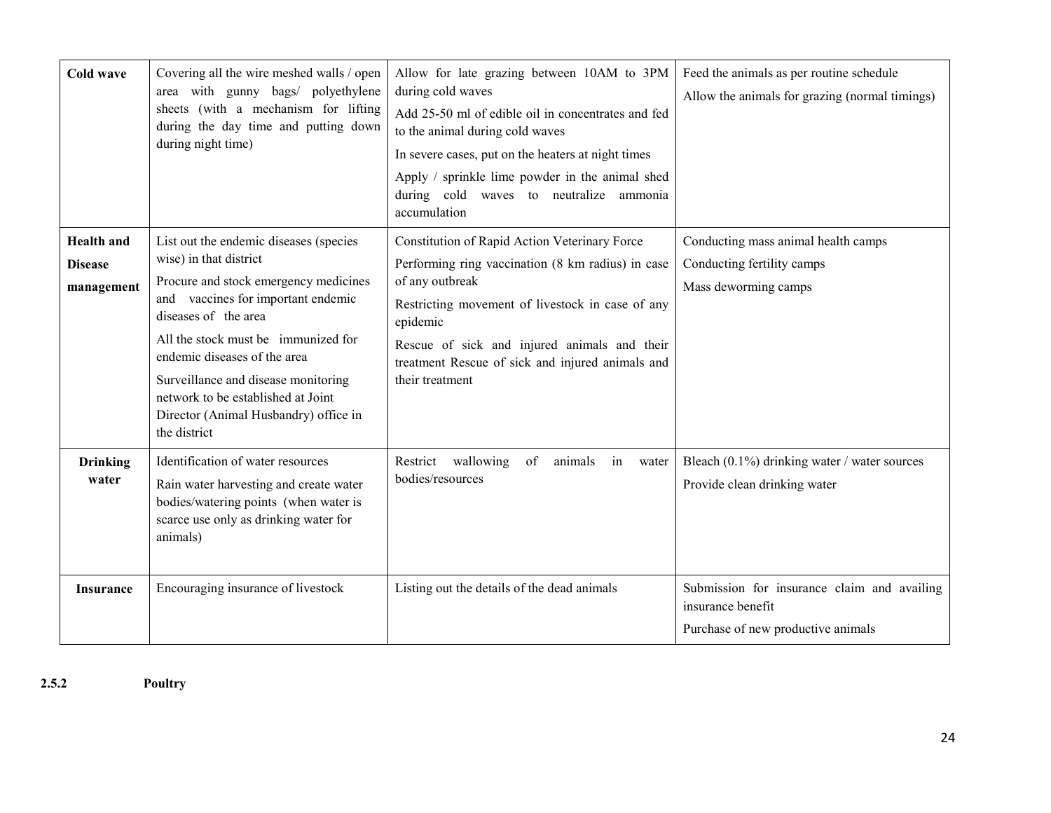| Cold wave | Covering all the wire meshed walls / open area with gunny bags/ polyethylene sheets (with a mechanism for lifting during the day time and putting down during night time) | Allow for late grazing between 10AM to 3PM during cold waves<br>Add 25-50 ml of edible oil in concentrates and fed to the animal during cold waves<br>In severe cases, put on the heaters at night times<br>Apply / sprinkle lime powder in the animal shed during cold waves to neutralize ammonia accumulation | Feed the animals as per routine schedule<br>Allow the animals for grazing (normal timings) |
|---|---|---|---|
| **Health and Disease management** | List out the endemic diseases (species wise) in that district<br>Procure and stock emergency medicines and vaccines for important endemic diseases of the area<br>All the stock must be immunized for endemic diseases of the area<br>Surveillance and disease monitoring network to be established at Joint Director (Animal Husbandry) office in the district | Constitution of Rapid Action Veterinary Force<br>Performing ring vaccination (8 km radius) in case of any outbreak<br>Restricting movement of livestock in case of any epidemic<br>Rescue of sick and injured animals and their treatment Rescue of sick and injured animals and their treatment | Conducting mass animal health camps<br>Conducting fertility camps<br>Mass deworming camps |
| **Drinking water** | Identification of water resources<br>Rain water harvesting and create water bodies/watering points (when water is scarce use only as drinking water for animals) | Restrict wallowing of animals in water bodies/resources | Bleach (0.1%) drinking water / water sources<br>Provide clean drinking water |
| **Insurance** | Encouraging insurance of livestock | Listing out the details of the dead animals | Submission for insurance claim and availing insurance benefit<br>Purchase of new productive animals |

**2.5.2 Poultry**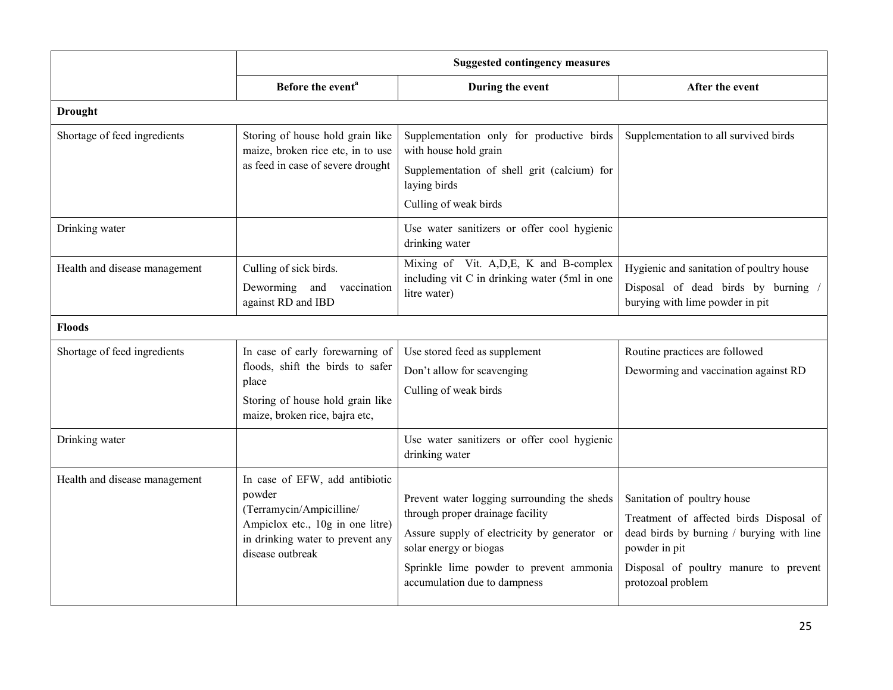| | Suggested contingency measures | | |
|---|---|---|---|
| | Before the event[a] | During the event | After the event |
| **Drought** | | | |
| Shortage of feed ingredients | Storing of house hold grain like maize, broken rice etc, in to use as feed in case of severe drought | Supplementation only for productive birds with house hold grain<br>Supplementation of shell grit (calcium) for laying birds<br>Culling of weak birds | Supplementation to all survived birds |
| Drinking water | | Use water sanitizers or offer cool hygienic drinking water | |
| Health and disease management | Culling of sick birds.<br>Deworming and vaccination against RD and IBD | Mixing of Vit. A,D,E, K and B-complex including vit C in drinking water (5ml in one litre water) | Hygienic and sanitation of poultry house<br>Disposal of dead birds by burning / burying with lime powder in pit |
| **Floods** | | | |
| Shortage of feed ingredients | In case of early forewarning of floods, shift the birds to safer place<br>Storing of house hold grain like maize, broken rice, bajra etc, | Use stored feed as supplement<br>Don't allow for scavenging<br>Culling of weak birds | Routine practices are followed<br>Deworming and vaccination against RD |
| Drinking water | | Use water sanitizers or offer cool hygienic drinking water | |
| Health and disease management | In case of EFW, add antibiotic powder (Terramycin/Ampicilline/ Ampiclox etc., 10g in one litre) in drinking water to prevent any disease outbreak | Prevent water logging surrounding the sheds through proper drainage facility<br>Assure supply of electricity by generator or solar energy or biogas<br>Sprinkle lime powder to prevent ammonia accumulation due to dampness | Sanitation of poultry house<br>Treatment of affected birds Disposal of dead birds by burning / burying with line powder in pit<br>Disposal of poultry manure to prevent protozoal problem |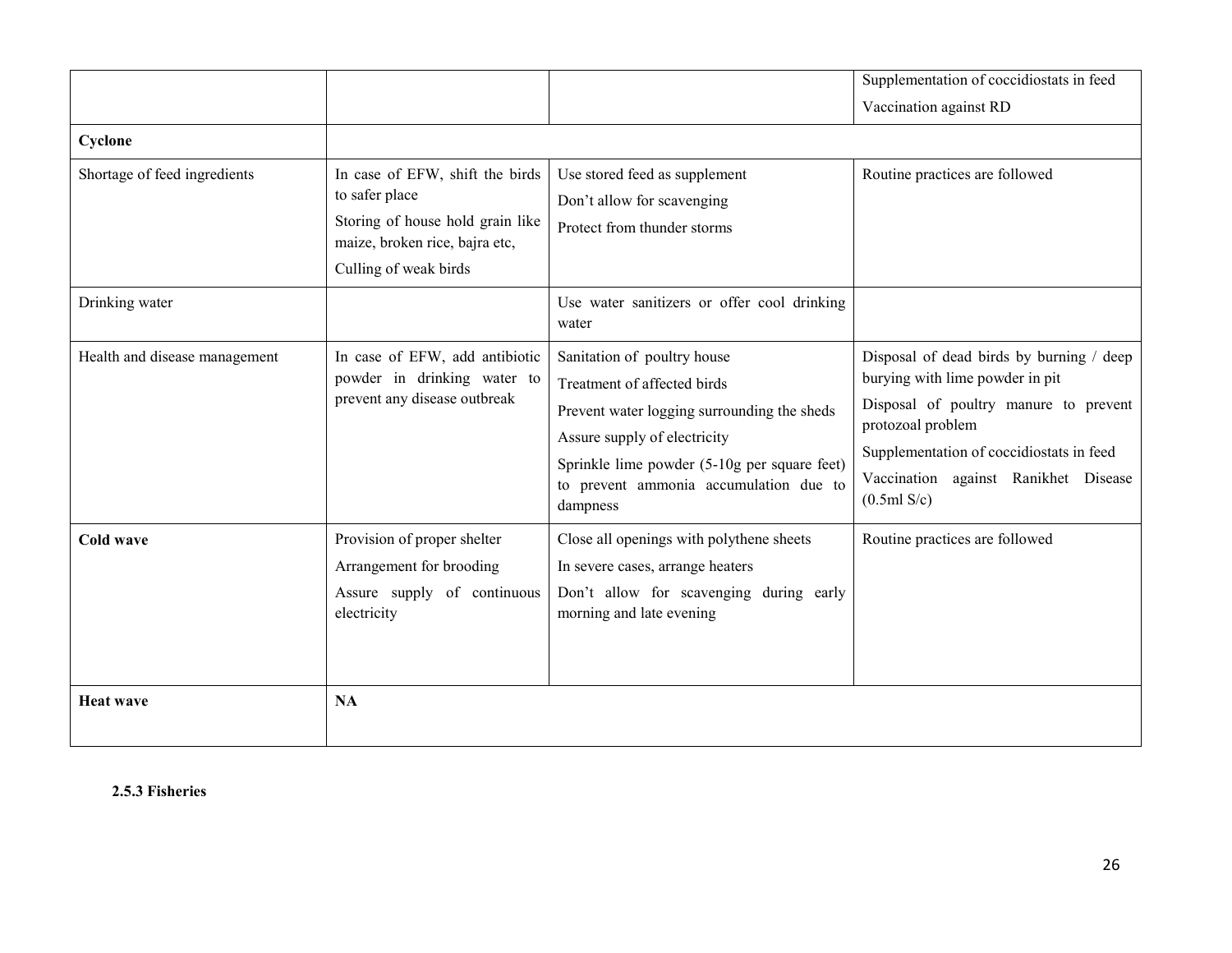| | | | |
|---|---|---|---|
| | | | Supplementation of coccidiostats in feed<br>Vaccination against RD |
| **Cyclone** | | | |
| Shortage of feed ingredients | In case of EFW, shift the birds to safer place<br>Storing of house hold grain like maize, broken rice, bajra etc,<br>Culling of weak birds | Use stored feed as supplement<br>Don't allow for scavenging<br>Protect from thunder storms | Routine practices are followed |
| Drinking water | | Use water sanitizers or offer cool drinking water | |
| Health and disease management | In case of EFW, add antibiotic powder in drinking water to prevent any disease outbreak | Sanitation of poultry house<br>Treatment of affected birds<br>Prevent water logging surrounding the sheds<br>Assure supply of electricity<br>Sprinkle lime powder (5-10g per square feet) to prevent ammonia accumulation due to dampness | Disposal of dead birds by burning / deep burying with lime powder in pit<br>Disposal of poultry manure to prevent protozoal problem<br>Supplementation of coccidiostats in feed<br>Vaccination against Ranikhet Disease (0.5ml S/c) |
| **Cold wave** | Provision of proper shelter<br>Arrangement for brooding<br>Assure supply of continuous electricity | Close all openings with polythene sheets<br>In severe cases, arrange heaters<br>Don't allow for scavenging during early morning and late evening | Routine practices are followed |
| **Heat wave** | **NA** | | |

**2.5.3 Fisheries**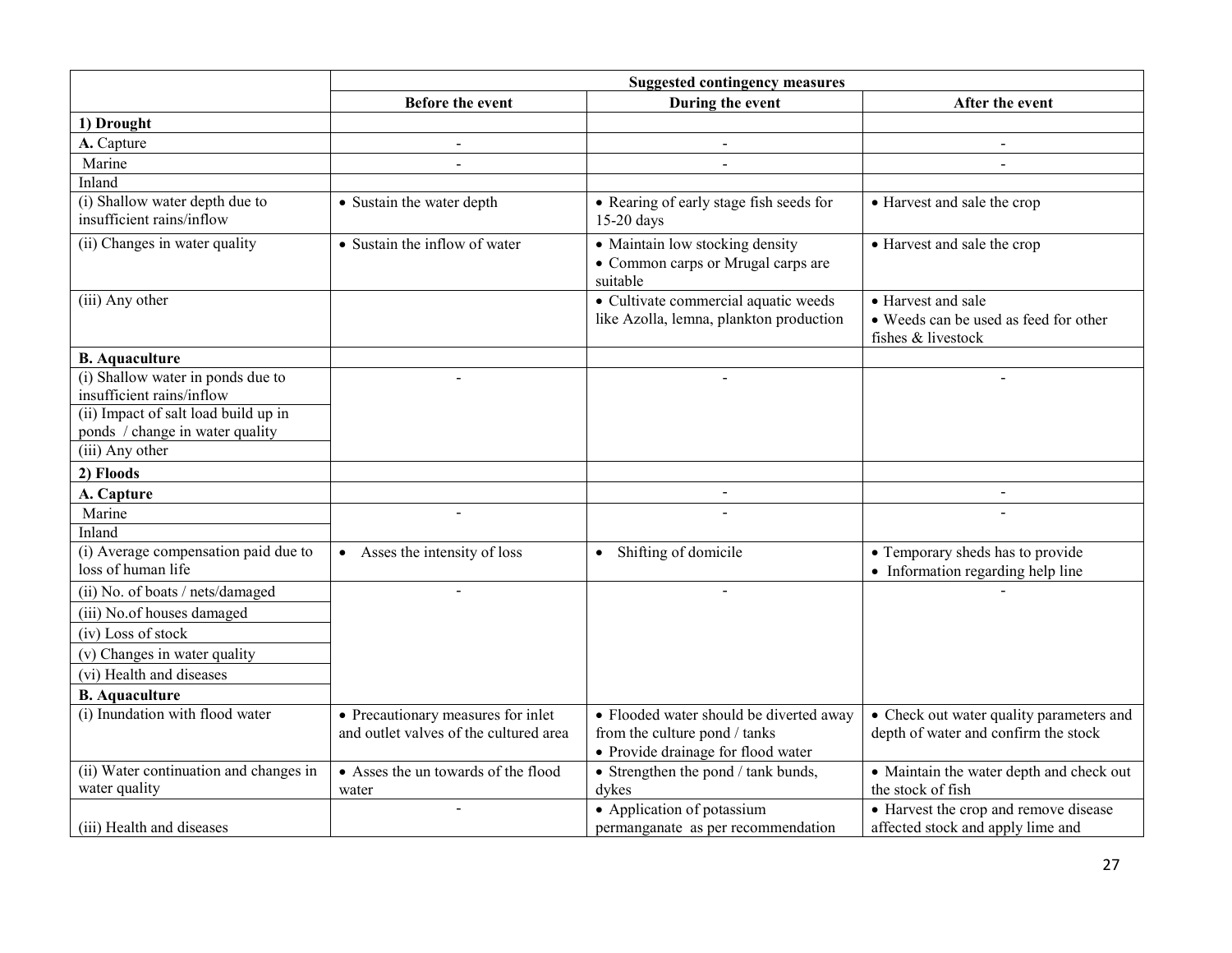| | Suggested contingency measures | | |
|---|---|---|---|
| | **Before the event** | **During the event** | **After the event** |
| **1) Drought** | | | |
| **A.** Capture | - | - | - |
| Marine | - | - | - |
| Inland | | | |
| (i) Shallow water depth due to insufficient rains/inflow | • Sustain the water depth | • Rearing of early stage fish seeds for 15-20 days | • Harvest and sale the crop |
| (ii) Changes in water quality | • Sustain the inflow of water | • Maintain low stocking density<br>• Common carps or Mrugal carps are suitable | • Harvest and sale the crop |
| (iii) Any other | | • Cultivate commercial aquatic weeds like Azolla, lemna, plankton production | • Harvest and sale<br>• Weeds can be used as feed for other fishes & livestock |
| **B. Aquaculture** | | | |
| (i) Shallow water in ponds due to insufficient rains/inflow | - | - | - |
| (ii) Impact of salt load build up in ponds / change in water quality | | | |
| (iii) Any other | | | |
| **2) Floods** | | | |
| **A. Capture** | | - | - |
| Marine | - | - | - |
| Inland | | | |
| (i) Average compensation paid due to loss of human life | • Asses the intensity of loss | • Shifting of domicile | • Temporary sheds has to provide<br>• Information regarding help line |
| (ii) No. of boats / nets/damaged | - | - | - |
| (iii) No.of houses damaged | | | |
| (iv) Loss of stock | | | |
| (v) Changes in water quality | | | |
| (vi) Health and diseases | | | |
| **B. Aquaculture** | | | |
| (i) Inundation with flood water | • Precautionary measures for inlet and outlet valves of the cultured area | • Flooded water should be diverted away from the culture pond / tanks<br>• Provide drainage for flood water | • Check out water quality parameters and depth of water and confirm the stock |
| (ii) Water continuation and changes in water quality | • Asses the un towards of the flood water | • Strengthen the pond / tank bunds, dykes | • Maintain the water depth and check out the stock of fish |
| (iii) Health and diseases | - | • Application of potassium permanganate as per recommendation | • Harvest the crop and remove disease affected stock and apply lime and |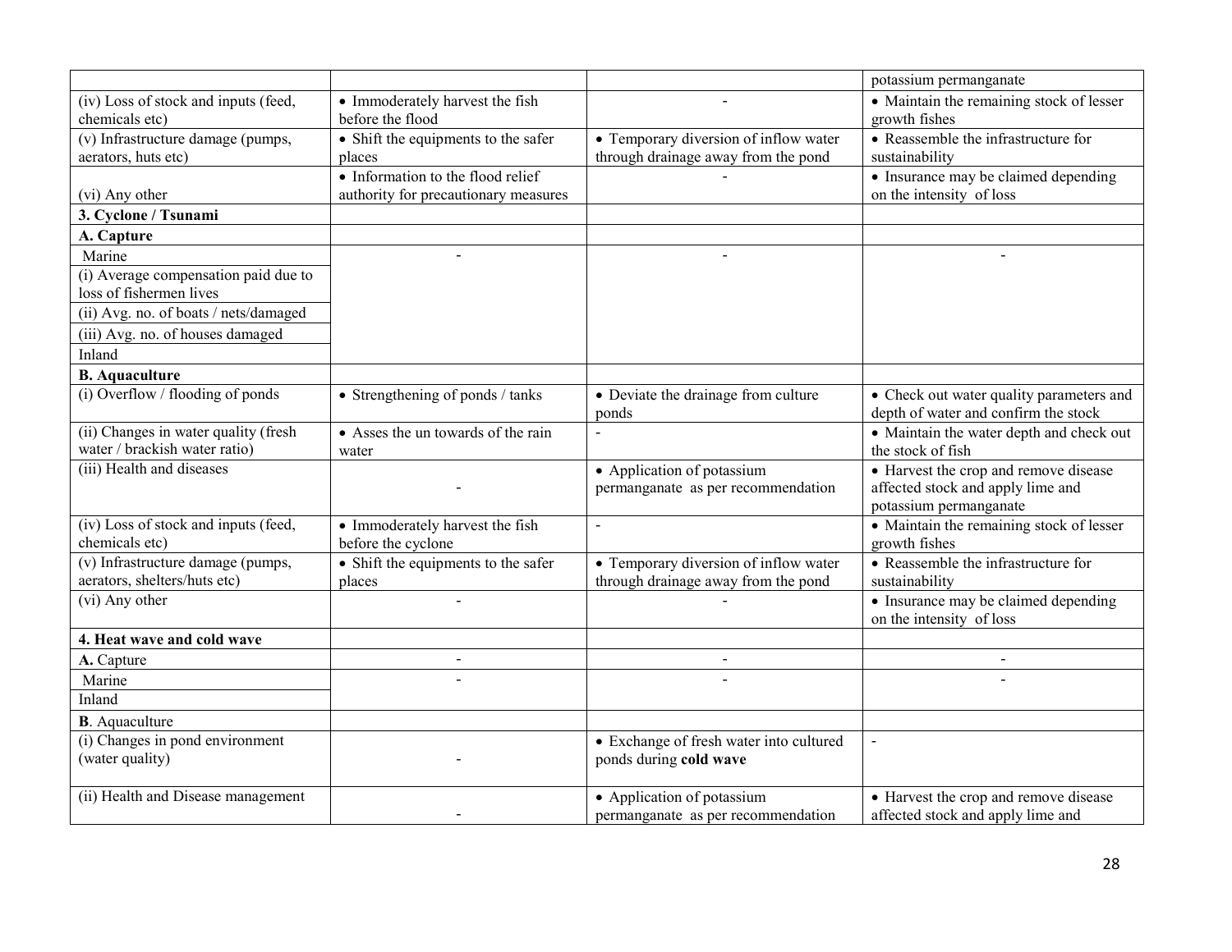| | | | |
|---|---|---|---|
| | | | potassium permanganate |
| (iv) Loss of stock and inputs (feed, chemicals etc) | • Immoderately harvest the fish before the flood | - | • Maintain the remaining stock of lesser growth fishes |
| (v) Infrastructure damage (pumps, aerators, huts etc) | • Shift the equipments to the safer places | • Temporary diversion of inflow water through drainage away from the pond | • Reassemble the infrastructure for sustainability |
| (vi) Any other | • Information to the flood relief authority for precautionary measures | - | • Insurance may be claimed depending on the intensity of loss |
| **3. Cyclone / Tsunami** | | | |
| **A. Capture** | | | |
| Marine | - | - | - |
| (i) Average compensation paid due to loss of fishermen lives | | | |
| (ii) Avg. no. of boats / nets/damaged | | | |
| (iii) Avg. no. of houses damaged | | | |
| Inland | | | |
| **B. Aquaculture** | | | |
| (i) Overflow / flooding of ponds | • Strengthening of ponds / tanks | • Deviate the drainage from culture ponds | • Check out water quality parameters and depth of water and confirm the stock |
| (ii) Changes in water quality (fresh water / brackish water ratio) | • Asses the un towards of the rain water | - | • Maintain the water depth and check out the stock of fish |
| (iii) Health and diseases | - | • Application of potassium permanganate as per recommendation | • Harvest the crop and remove disease affected stock and apply lime and potassium permanganate |
| (iv) Loss of stock and inputs (feed, chemicals etc) | • Immoderately harvest the fish before the cyclone | - | • Maintain the remaining stock of lesser growth fishes |
| (v) Infrastructure damage (pumps, aerators, shelters/huts etc) | • Shift the equipments to the safer places | • Temporary diversion of inflow water through drainage away from the pond | • Reassemble the infrastructure for sustainability |
| (vi) Any other | - | - | • Insurance may be claimed depending on the intensity of loss |
| **4. Heat wave and cold wave** | | | |
| **A.** Capture | - | - | - |
| Marine | - | - | - |
| Inland | | | |
| **B**. Aquaculture | | | |
| (i) Changes in pond environment (water quality) | - | • Exchange of fresh water into cultured ponds during **cold wave** | - |
| (ii) Health and Disease management | - | • Application of potassium permanganate as per recommendation | • Harvest the crop and remove disease affected stock and apply lime and |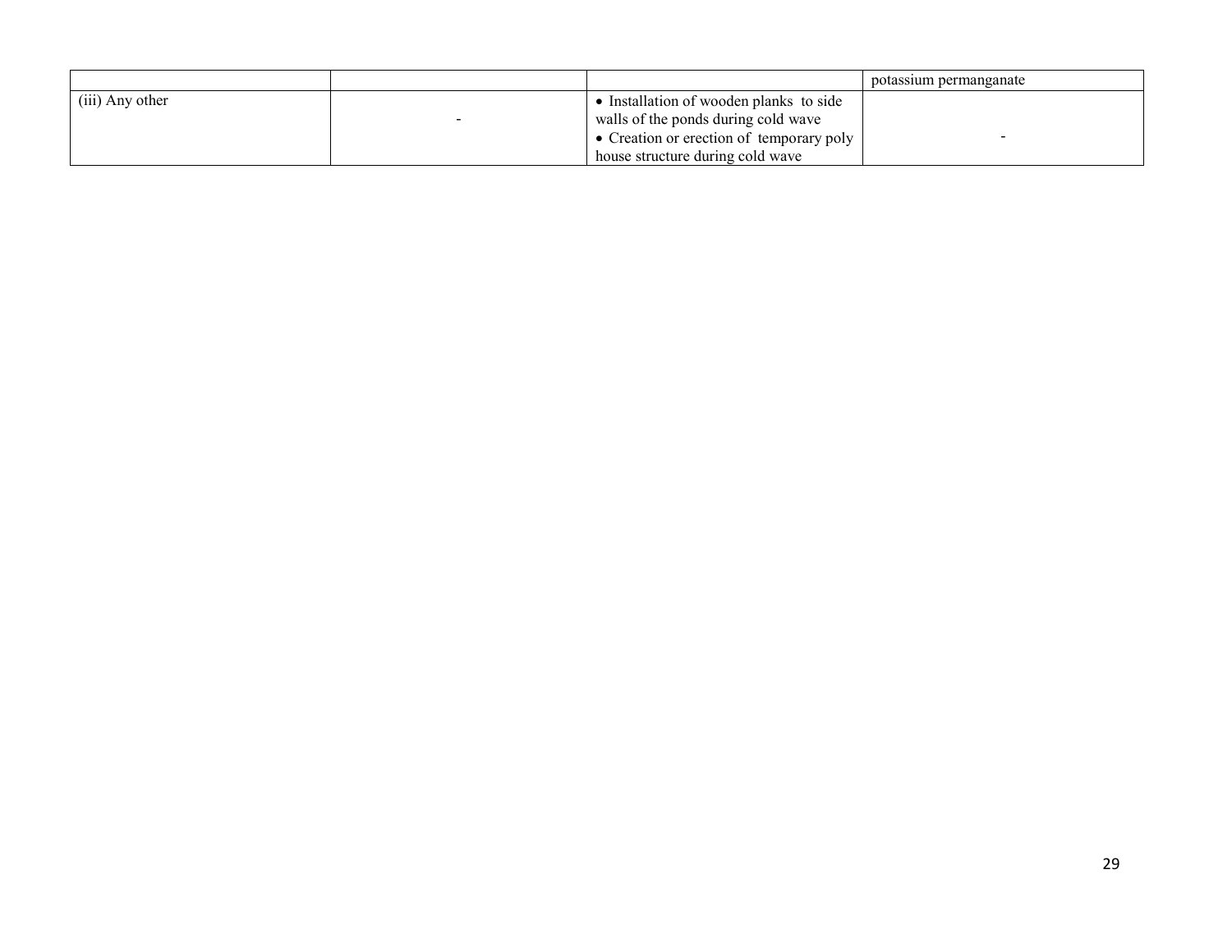| | | | |
|---|---|---|---|
| | | | potassium permanganate |
| (iii) Any other | - | • Installation of wooden planks to side walls of the ponds during cold wave<br>• Creation or erection of temporary poly house structure during cold wave | - |